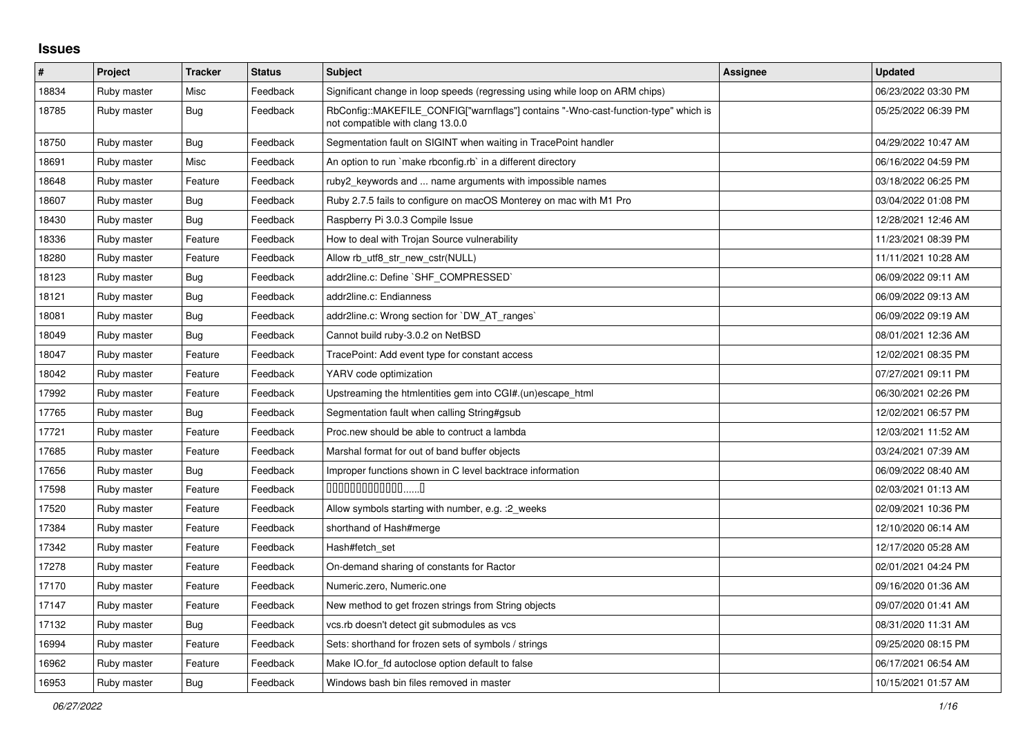## Issues

| # | Project | Tracker | Status | Subject | Assignee | Updated |
|---|---|---|---|---|---|---|
| 18834 | Ruby master | Misc | Feedback | Significant change in loop speeds (regressing using while loop on ARM chips) | | 06/23/2022 03:30 PM |
| 18785 | Ruby master | Bug | Feedback | RbConfig::MAKEFILE_CONFIG["warnflags"] contains "-Wno-cast-function-type" which is not compatible with clang 13.0.0 | | 05/25/2022 06:39 PM |
| 18750 | Ruby master | Bug | Feedback | Segmentation fault on SIGINT when waiting in TracePoint handler | | 04/29/2022 10:47 AM |
| 18691 | Ruby master | Misc | Feedback | An option to run `make rbconfig.rb` in a different directory | | 06/16/2022 04:59 PM |
| 18648 | Ruby master | Feature | Feedback | ruby2_keywords and ... name arguments with impossible names | | 03/18/2022 06:25 PM |
| 18607 | Ruby master | Bug | Feedback | Ruby 2.7.5 fails to configure on macOS Monterey on mac with M1 Pro | | 03/04/2022 01:08 PM |
| 18430 | Ruby master | Bug | Feedback | Raspberry Pi 3.0.3 Compile Issue | | 12/28/2021 12:46 AM |
| 18336 | Ruby master | Feature | Feedback | How to deal with Trojan Source vulnerability | | 11/23/2021 08:39 PM |
| 18280 | Ruby master | Feature | Feedback | Allow rb_utf8_str_new_cstr(NULL) | | 11/11/2021 10:28 AM |
| 18123 | Ruby master | Bug | Feedback | addr2line.c: Define `SHF_COMPRESSED` | | 06/09/2022 09:11 AM |
| 18121 | Ruby master | Bug | Feedback | addr2line.c: Endianness | | 06/09/2022 09:13 AM |
| 18081 | Ruby master | Bug | Feedback | addr2line.c: Wrong section for `DW_AT_ranges` | | 06/09/2022 09:19 AM |
| 18049 | Ruby master | Bug | Feedback | Cannot build ruby-3.0.2 on NetBSD | | 08/01/2021 12:36 AM |
| 18047 | Ruby master | Feature | Feedback | TracePoint: Add event type for constant access | | 12/02/2021 08:35 PM |
| 18042 | Ruby master | Feature | Feedback | YARV code optimization | | 07/27/2021 09:11 PM |
| 17992 | Ruby master | Feature | Feedback | Upstreaming the htmlentities gem into CGI#.(un)escape_html | | 06/30/2021 02:26 PM |
| 17765 | Ruby master | Bug | Feedback | Segmentation fault when calling String#gsub | | 12/02/2021 06:57 PM |
| 17721 | Ruby master | Feature | Feedback | Proc.new should be able to contruct a lambda | | 12/03/2021 11:52 AM |
| 17685 | Ruby master | Feature | Feedback | Marshal format for out of band buffer objects | | 03/24/2021 07:39 AM |
| 17656 | Ruby master | Bug | Feedback | Improper functions shown in C level backtrace information | | 06/09/2022 08:40 AM |
| 17598 | Ruby master | Feature | Feedback | ▯▯▯▯▯▯▯▯▯▯▯▯▯......▯ | | 02/03/2021 01:13 AM |
| 17520 | Ruby master | Feature | Feedback | Allow symbols starting with number, e.g. :2_weeks | | 02/09/2021 10:36 PM |
| 17384 | Ruby master | Feature | Feedback | shorthand of Hash#merge | | 12/10/2020 06:14 AM |
| 17342 | Ruby master | Feature | Feedback | Hash#fetch_set | | 12/17/2020 05:28 AM |
| 17278 | Ruby master | Feature | Feedback | On-demand sharing of constants for Ractor | | 02/01/2021 04:24 PM |
| 17170 | Ruby master | Feature | Feedback | Numeric.zero, Numeric.one | | 09/16/2020 01:36 AM |
| 17147 | Ruby master | Feature | Feedback | New method to get frozen strings from String objects | | 09/07/2020 01:41 AM |
| 17132 | Ruby master | Bug | Feedback | vcs.rb doesn't detect git submodules as vcs | | 08/31/2020 11:31 AM |
| 16994 | Ruby master | Feature | Feedback | Sets: shorthand for frozen sets of symbols / strings | | 09/25/2020 08:15 PM |
| 16962 | Ruby master | Feature | Feedback | Make IO.for_fd autoclose option default to false | | 06/17/2021 06:54 AM |
| 16953 | Ruby master | Bug | Feedback | Windows bash bin files removed in master | | 10/15/2021 01:57 AM |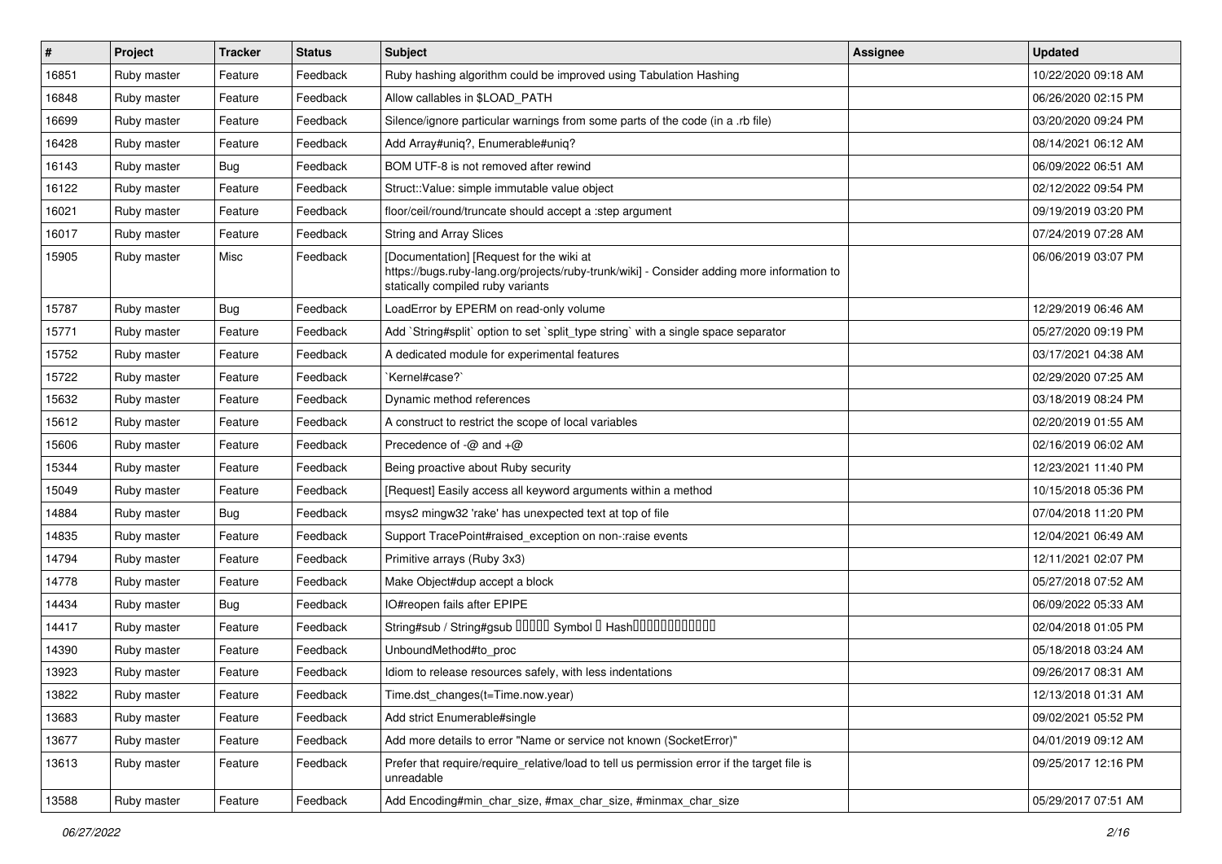| # | Project | Tracker | Status | Subject | Assignee | Updated |
|---|---|---|---|---|---|---|
| 16851 | Ruby master | Feature | Feedback | Ruby hashing algorithm could be improved using Tabulation Hashing | | 10/22/2020 09:18 AM |
| 16848 | Ruby master | Feature | Feedback | Allow callables in $LOAD_PATH | | 06/26/2020 02:15 PM |
| 16699 | Ruby master | Feature | Feedback | Silence/ignore particular warnings from some parts of the code (in a .rb file) | | 03/20/2020 09:24 PM |
| 16428 | Ruby master | Feature | Feedback | Add Array#uniq?, Enumerable#uniq? | | 08/14/2021 06:12 AM |
| 16143 | Ruby master | Bug | Feedback | BOM UTF-8 is not removed after rewind | | 06/09/2022 06:51 AM |
| 16122 | Ruby master | Feature | Feedback | Struct::Value: simple immutable value object | | 02/12/2022 09:54 PM |
| 16021 | Ruby master | Feature | Feedback | floor/ceil/round/truncate should accept a :step argument | | 09/19/2019 03:20 PM |
| 16017 | Ruby master | Feature | Feedback | String and Array Slices | | 07/24/2019 07:28 AM |
| 15905 | Ruby master | Misc | Feedback | [Documentation] [Request for the wiki at https://bugs.ruby-lang.org/projects/ruby-trunk/wiki] - Consider adding more information to statically compiled ruby variants | | 06/06/2019 03:07 PM |
| 15787 | Ruby master | Bug | Feedback | LoadError by EPERM on read-only volume | | 12/29/2019 06:46 AM |
| 15771 | Ruby master | Feature | Feedback | Add `String#split` option to set `split_type string` with a single space separator | | 05/27/2020 09:19 PM |
| 15752 | Ruby master | Feature | Feedback | A dedicated module for experimental features | | 03/17/2021 04:38 AM |
| 15722 | Ruby master | Feature | Feedback | `Kernel#case?` | | 02/29/2020 07:25 AM |
| 15632 | Ruby master | Feature | Feedback | Dynamic method references | | 03/18/2019 08:24 PM |
| 15612 | Ruby master | Feature | Feedback | A construct to restrict the scope of local variables | | 02/20/2019 01:55 AM |
| 15606 | Ruby master | Feature | Feedback | Precedence of -@ and +@ | | 02/16/2019 06:02 AM |
| 15344 | Ruby master | Feature | Feedback | Being proactive about Ruby security | | 12/23/2021 11:40 PM |
| 15049 | Ruby master | Feature | Feedback | [Request] Easily access all keyword arguments within a method | | 10/15/2018 05:36 PM |
| 14884 | Ruby master | Bug | Feedback | msys2 mingw32 'rake' has unexpected text at top of file | | 07/04/2018 11:20 PM |
| 14835 | Ruby master | Feature | Feedback | Support TracePoint#raised_exception on non-:raise events | | 12/04/2021 06:49 AM |
| 14794 | Ruby master | Feature | Feedback | Primitive arrays (Ruby 3x3) | | 12/11/2021 02:07 PM |
| 14778 | Ruby master | Feature | Feedback | Make Object#dup accept a block | | 05/27/2018 07:52 AM |
| 14434 | Ruby master | Bug | Feedback | IO#reopen fails after EPIPE | | 06/09/2022 05:33 AM |
| 14417 | Ruby master | Feature | Feedback | String#sub / String#gsub □□□□□ Symbol □ Hash□□□□□□□□□□□□ | | 02/04/2018 01:05 PM |
| 14390 | Ruby master | Feature | Feedback | UnboundMethod#to_proc | | 05/18/2018 03:24 AM |
| 13923 | Ruby master | Feature | Feedback | Idiom to release resources safely, with less indentations | | 09/26/2017 08:31 AM |
| 13822 | Ruby master | Feature | Feedback | Time.dst_changes(t=Time.now.year) | | 12/13/2018 01:31 AM |
| 13683 | Ruby master | Feature | Feedback | Add strict Enumerable#single | | 09/02/2021 05:52 PM |
| 13677 | Ruby master | Feature | Feedback | Add more details to error "Name or service not known (SocketError)" | | 04/01/2019 09:12 AM |
| 13613 | Ruby master | Feature | Feedback | Prefer that require/require_relative/load to tell us permission error if the target file is unreadable | | 09/25/2017 12:16 PM |
| 13588 | Ruby master | Feature | Feedback | Add Encoding#min_char_size, #max_char_size, #minmax_char_size | | 05/29/2017 07:51 AM |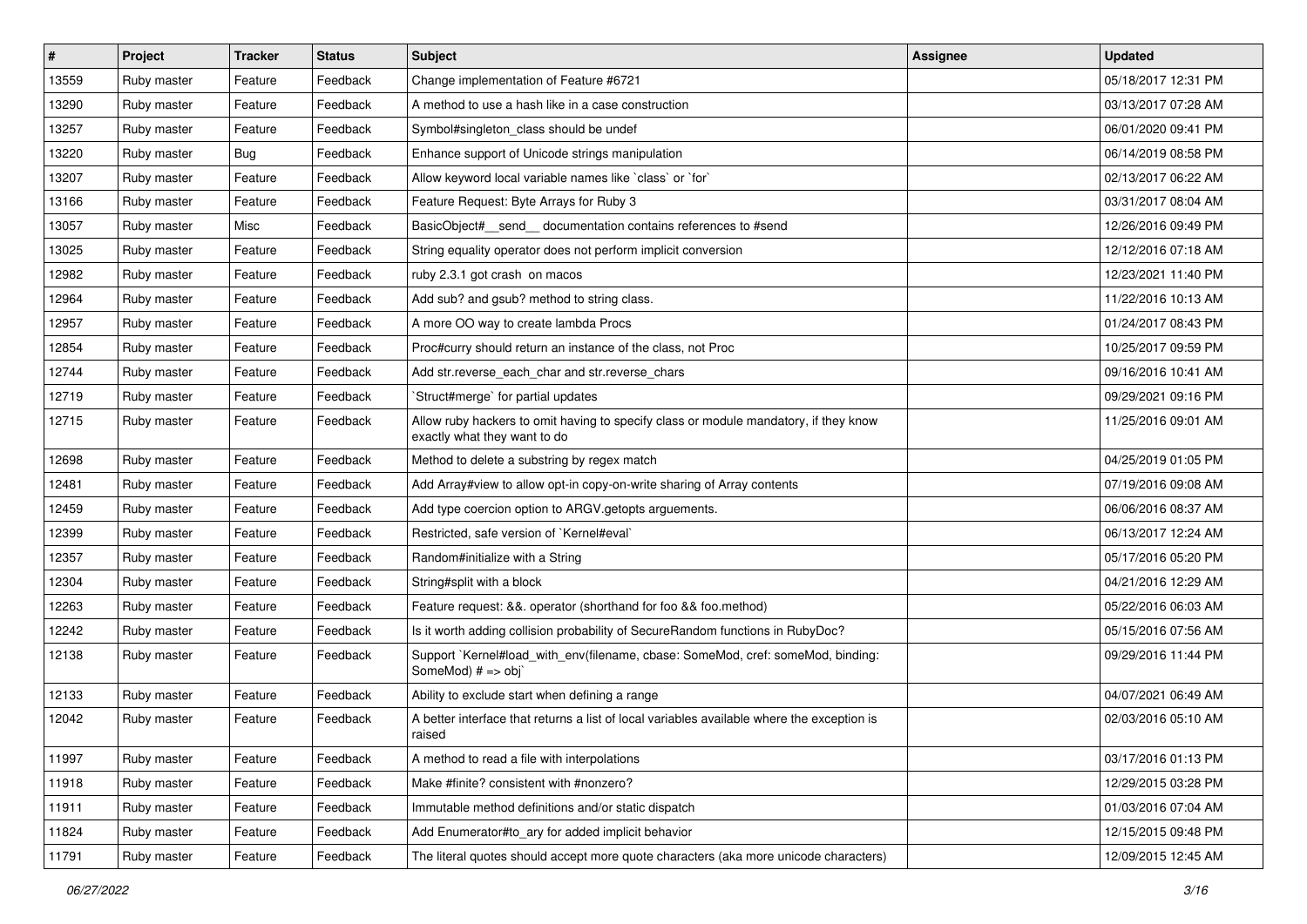| # | Project | Tracker | Status | Subject | Assignee | Updated |
|---|---|---|---|---|---|---|
| 13559 | Ruby master | Feature | Feedback | Change implementation of Feature #6721 | | 05/18/2017 12:31 PM |
| 13290 | Ruby master | Feature | Feedback | A method to use a hash like in a case construction | | 03/13/2017 07:28 AM |
| 13257 | Ruby master | Feature | Feedback | Symbol#singleton_class should be undef | | 06/01/2020 09:41 PM |
| 13220 | Ruby master | Bug | Feedback | Enhance support of Unicode strings manipulation | | 06/14/2019 08:58 PM |
| 13207 | Ruby master | Feature | Feedback | Allow keyword local variable names like `class` or `for` | | 02/13/2017 06:22 AM |
| 13166 | Ruby master | Feature | Feedback | Feature Request: Byte Arrays for Ruby 3 | | 03/31/2017 08:04 AM |
| 13057 | Ruby master | Misc | Feedback | BasicObject#__send__ documentation contains references to #send | | 12/26/2016 09:49 PM |
| 13025 | Ruby master | Feature | Feedback | String equality operator does not perform implicit conversion | | 12/12/2016 07:18 AM |
| 12982 | Ruby master | Feature | Feedback | ruby 2.3.1 got crash  on macos | | 12/23/2021 11:40 PM |
| 12964 | Ruby master | Feature | Feedback | Add sub? and gsub? method to string class. | | 11/22/2016 10:13 AM |
| 12957 | Ruby master | Feature | Feedback | A more OO way to create lambda Procs | | 01/24/2017 08:43 PM |
| 12854 | Ruby master | Feature | Feedback | Proc#curry should return an instance of the class, not Proc | | 10/25/2017 09:59 PM |
| 12744 | Ruby master | Feature | Feedback | Add str.reverse_each_char and str.reverse_chars | | 09/16/2016 10:41 AM |
| 12719 | Ruby master | Feature | Feedback | `Struct#merge` for partial updates | | 09/29/2021 09:16 PM |
| 12715 | Ruby master | Feature | Feedback | Allow ruby hackers to omit having to specify class or module mandatory, if they know exactly what they want to do | | 11/25/2016 09:01 AM |
| 12698 | Ruby master | Feature | Feedback | Method to delete a substring by regex match | | 04/25/2019 01:05 PM |
| 12481 | Ruby master | Feature | Feedback | Add Array#view to allow opt-in copy-on-write sharing of Array contents | | 07/19/2016 09:08 AM |
| 12459 | Ruby master | Feature | Feedback | Add type coercion option to ARGV.getopts arguements. | | 06/06/2016 08:37 AM |
| 12399 | Ruby master | Feature | Feedback | Restricted, safe version of `Kernel#eval` | | 06/13/2017 12:24 AM |
| 12357 | Ruby master | Feature | Feedback | Random#initialize with a String | | 05/17/2016 05:20 PM |
| 12304 | Ruby master | Feature | Feedback | String#split with a block | | 04/21/2016 12:29 AM |
| 12263 | Ruby master | Feature | Feedback | Feature request: &&. operator (shorthand for foo && foo.method) | | 05/22/2016 06:03 AM |
| 12242 | Ruby master | Feature | Feedback | Is it worth adding collision probability of SecureRandom functions in RubyDoc? | | 05/15/2016 07:56 AM |
| 12138 | Ruby master | Feature | Feedback | Support `Kernel#load_with_env(filename, cbase: SomeMod, cref: someMod, binding: SomeMod) # => obj` | | 09/29/2016 11:44 PM |
| 12133 | Ruby master | Feature | Feedback | Ability to exclude start when defining a range | | 04/07/2021 06:49 AM |
| 12042 | Ruby master | Feature | Feedback | A better interface that returns a list of local variables available where the exception is raised | | 02/03/2016 05:10 AM |
| 11997 | Ruby master | Feature | Feedback | A method to read a file with interpolations | | 03/17/2016 01:13 PM |
| 11918 | Ruby master | Feature | Feedback | Make #finite? consistent with #nonzero? | | 12/29/2015 03:28 PM |
| 11911 | Ruby master | Feature | Feedback | Immutable method definitions and/or static dispatch | | 01/03/2016 07:04 AM |
| 11824 | Ruby master | Feature | Feedback | Add Enumerator#to_ary for added implicit behavior | | 12/15/2015 09:48 PM |
| 11791 | Ruby master | Feature | Feedback | The literal quotes should accept more quote characters (aka more unicode characters) | | 12/09/2015 12:45 AM |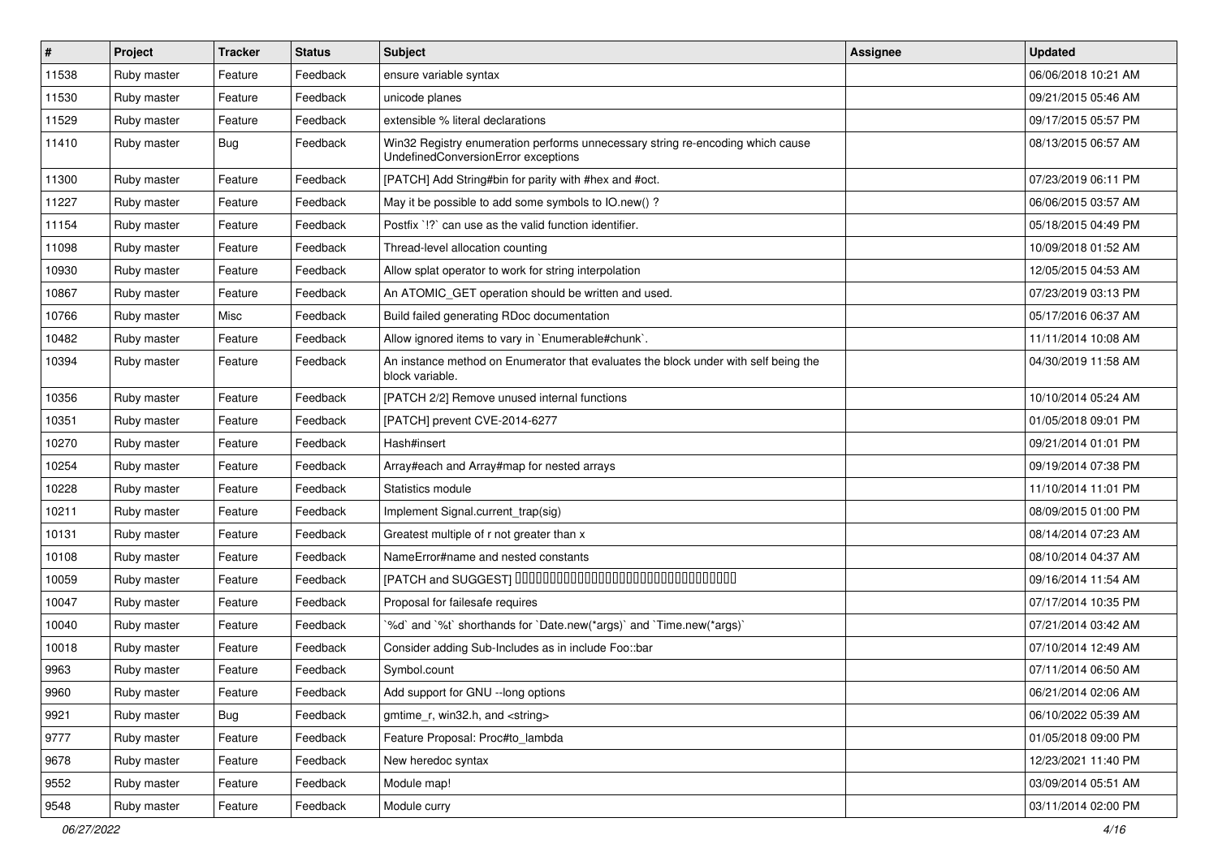| # | Project | Tracker | Status | Subject | Assignee | Updated |
|---|---|---|---|---|---|---|
| 11538 | Ruby master | Feature | Feedback | ensure variable syntax | | 06/06/2018 10:21 AM |
| 11530 | Ruby master | Feature | Feedback | unicode planes | | 09/21/2015 05:46 AM |
| 11529 | Ruby master | Feature | Feedback | extensible % literal declarations | | 09/17/2015 05:57 PM |
| 11410 | Ruby master | Bug | Feedback | Win32 Registry enumeration performs unnecessary string re-encoding which cause UndefinedConversionError exceptions | | 08/13/2015 06:57 AM |
| 11300 | Ruby master | Feature | Feedback | [PATCH] Add String#bin for parity with #hex and #oct. | | 07/23/2019 06:11 PM |
| 11227 | Ruby master | Feature | Feedback | May it be possible to add some symbols to IO.new() ? | | 06/06/2015 03:57 AM |
| 11154 | Ruby master | Feature | Feedback | Postfix `!?` can use as the valid function identifier. | | 05/18/2015 04:49 PM |
| 11098 | Ruby master | Feature | Feedback | Thread-level allocation counting | | 10/09/2018 01:52 AM |
| 10930 | Ruby master | Feature | Feedback | Allow splat operator to work for string interpolation | | 12/05/2015 04:53 AM |
| 10867 | Ruby master | Feature | Feedback | An ATOMIC_GET operation should be written and used. | | 07/23/2019 03:13 PM |
| 10766 | Ruby master | Misc | Feedback | Build failed generating RDoc documentation | | 05/17/2016 06:37 AM |
| 10482 | Ruby master | Feature | Feedback | Allow ignored items to vary in `Enumerable#chunk`. | | 11/11/2014 10:08 AM |
| 10394 | Ruby master | Feature | Feedback | An instance method on Enumerator that evaluates the block under with self being the block variable. | | 04/30/2019 11:58 AM |
| 10356 | Ruby master | Feature | Feedback | [PATCH 2/2] Remove unused internal functions | | 10/10/2014 05:24 AM |
| 10351 | Ruby master | Feature | Feedback | [PATCH] prevent CVE-2014-6277 | | 01/05/2018 09:01 PM |
| 10270 | Ruby master | Feature | Feedback | Hash#insert | | 09/21/2014 01:01 PM |
| 10254 | Ruby master | Feature | Feedback | Array#each and Array#map for nested arrays | | 09/19/2014 07:38 PM |
| 10228 | Ruby master | Feature | Feedback | Statistics module | | 11/10/2014 11:01 PM |
| 10211 | Ruby master | Feature | Feedback | Implement Signal.current_trap(sig) | | 08/09/2015 01:00 PM |
| 10131 | Ruby master | Feature | Feedback | Greatest multiple of r not greater than x | | 08/14/2014 07:23 AM |
| 10108 | Ruby master | Feature | Feedback | NameError#name and nested constants | | 08/10/2014 04:37 AM |
| 10059 | Ruby master | Feature | Feedback | [PATCH and SUGGEST] □□□□□□□□□□□□□□□□□□□□□□□□□□□□□□□□□□ | | 09/16/2014 11:54 AM |
| 10047 | Ruby master | Feature | Feedback | Proposal for failesafe requires | | 07/17/2014 10:35 PM |
| 10040 | Ruby master | Feature | Feedback | `%d` and `%t` shorthands for `Date.new(*args)` and `Time.new(*args)` | | 07/21/2014 03:42 AM |
| 10018 | Ruby master | Feature | Feedback | Consider adding Sub-Includes as in include Foo::bar | | 07/10/2014 12:49 AM |
| 9963 | Ruby master | Feature | Feedback | Symbol.count | | 07/11/2014 06:50 AM |
| 9960 | Ruby master | Feature | Feedback | Add support for GNU --long options | | 06/21/2014 02:06 AM |
| 9921 | Ruby master | Bug | Feedback | gmtime_r, win32.h, and <string> | | 06/10/2022 05:39 AM |
| 9777 | Ruby master | Feature | Feedback | Feature Proposal: Proc#to_lambda | | 01/05/2018 09:00 PM |
| 9678 | Ruby master | Feature | Feedback | New heredoc syntax | | 12/23/2021 11:40 PM |
| 9552 | Ruby master | Feature | Feedback | Module map! | | 03/09/2014 05:51 AM |
| 9548 | Ruby master | Feature | Feedback | Module curry | | 03/11/2014 02:00 PM |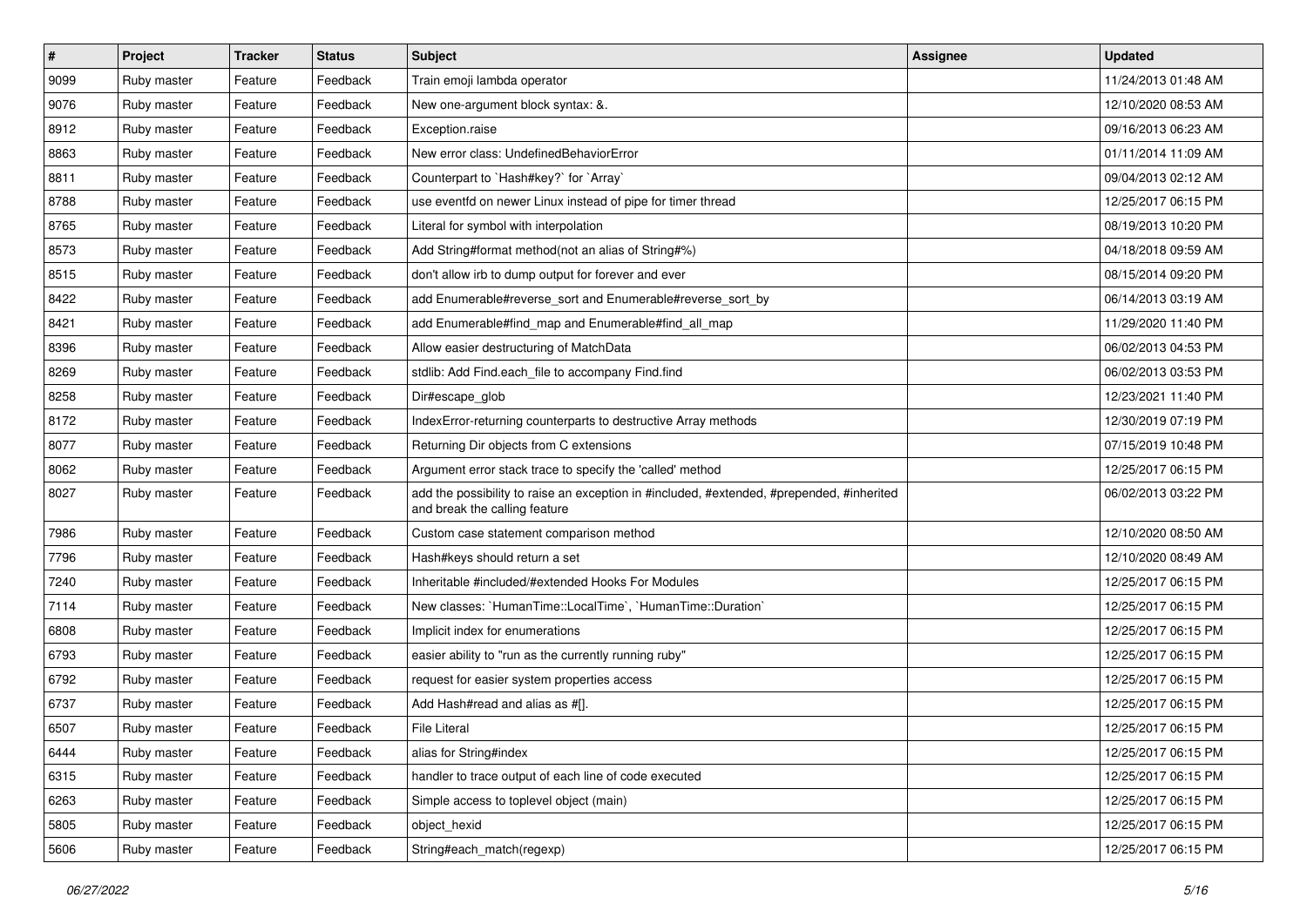| # | Project | Tracker | Status | Subject | Assignee | Updated |
|---|---|---|---|---|---|---|
| 9099 | Ruby master | Feature | Feedback | Train emoji lambda operator | | 11/24/2013 01:48 AM |
| 9076 | Ruby master | Feature | Feedback | New one-argument block syntax: &. | | 12/10/2020 08:53 AM |
| 8912 | Ruby master | Feature | Feedback | Exception.raise | | 09/16/2013 06:23 AM |
| 8863 | Ruby master | Feature | Feedback | New error class: UndefinedBehaviorError | | 01/11/2014 11:09 AM |
| 8811 | Ruby master | Feature | Feedback | Counterpart to `Hash#key?` for `Array` | | 09/04/2013 02:12 AM |
| 8788 | Ruby master | Feature | Feedback | use eventfd on newer Linux instead of pipe for timer thread | | 12/25/2017 06:15 PM |
| 8765 | Ruby master | Feature | Feedback | Literal for symbol with interpolation | | 08/19/2013 10:20 PM |
| 8573 | Ruby master | Feature | Feedback | Add String#format method(not an alias of String#%) | | 04/18/2018 09:59 AM |
| 8515 | Ruby master | Feature | Feedback | don't allow irb to dump output for forever and ever | | 08/15/2014 09:20 PM |
| 8422 | Ruby master | Feature | Feedback | add Enumerable#reverse_sort and Enumerable#reverse_sort_by | | 06/14/2013 03:19 AM |
| 8421 | Ruby master | Feature | Feedback | add Enumerable#find_map and Enumerable#find_all_map | | 11/29/2020 11:40 PM |
| 8396 | Ruby master | Feature | Feedback | Allow easier destructuring of MatchData | | 06/02/2013 04:53 PM |
| 8269 | Ruby master | Feature | Feedback | stdlib: Add Find.each_file to accompany Find.find | | 06/02/2013 03:53 PM |
| 8258 | Ruby master | Feature | Feedback | Dir#escape_glob | | 12/23/2021 11:40 PM |
| 8172 | Ruby master | Feature | Feedback | IndexError-returning counterparts to destructive Array methods | | 12/30/2019 07:19 PM |
| 8077 | Ruby master | Feature | Feedback | Returning Dir objects from C extensions | | 07/15/2019 10:48 PM |
| 8062 | Ruby master | Feature | Feedback | Argument error stack trace to specify the 'called' method | | 12/25/2017 06:15 PM |
| 8027 | Ruby master | Feature | Feedback | add the possibility to raise an exception in #included, #extended, #prepended, #inherited and break the calling feature | | 06/02/2013 03:22 PM |
| 7986 | Ruby master | Feature | Feedback | Custom case statement comparison method | | 12/10/2020 08:50 AM |
| 7796 | Ruby master | Feature | Feedback | Hash#keys should return a set | | 12/10/2020 08:49 AM |
| 7240 | Ruby master | Feature | Feedback | Inheritable #included/#extended Hooks For Modules | | 12/25/2017 06:15 PM |
| 7114 | Ruby master | Feature | Feedback | New classes: `HumanTime::LocalTime`, `HumanTime::Duration` | | 12/25/2017 06:15 PM |
| 6808 | Ruby master | Feature | Feedback | Implicit index for enumerations | | 12/25/2017 06:15 PM |
| 6793 | Ruby master | Feature | Feedback | easier ability to "run as the currently running ruby" | | 12/25/2017 06:15 PM |
| 6792 | Ruby master | Feature | Feedback | request for easier system properties access | | 12/25/2017 06:15 PM |
| 6737 | Ruby master | Feature | Feedback | Add Hash#read and alias as #[]. | | 12/25/2017 06:15 PM |
| 6507 | Ruby master | Feature | Feedback | File Literal | | 12/25/2017 06:15 PM |
| 6444 | Ruby master | Feature | Feedback | alias for String#index | | 12/25/2017 06:15 PM |
| 6315 | Ruby master | Feature | Feedback | handler to trace output of each line of code executed | | 12/25/2017 06:15 PM |
| 6263 | Ruby master | Feature | Feedback | Simple access to toplevel object (main) | | 12/25/2017 06:15 PM |
| 5805 | Ruby master | Feature | Feedback | object_hexid | | 12/25/2017 06:15 PM |
| 5606 | Ruby master | Feature | Feedback | String#each_match(regexp) | | 12/25/2017 06:15 PM |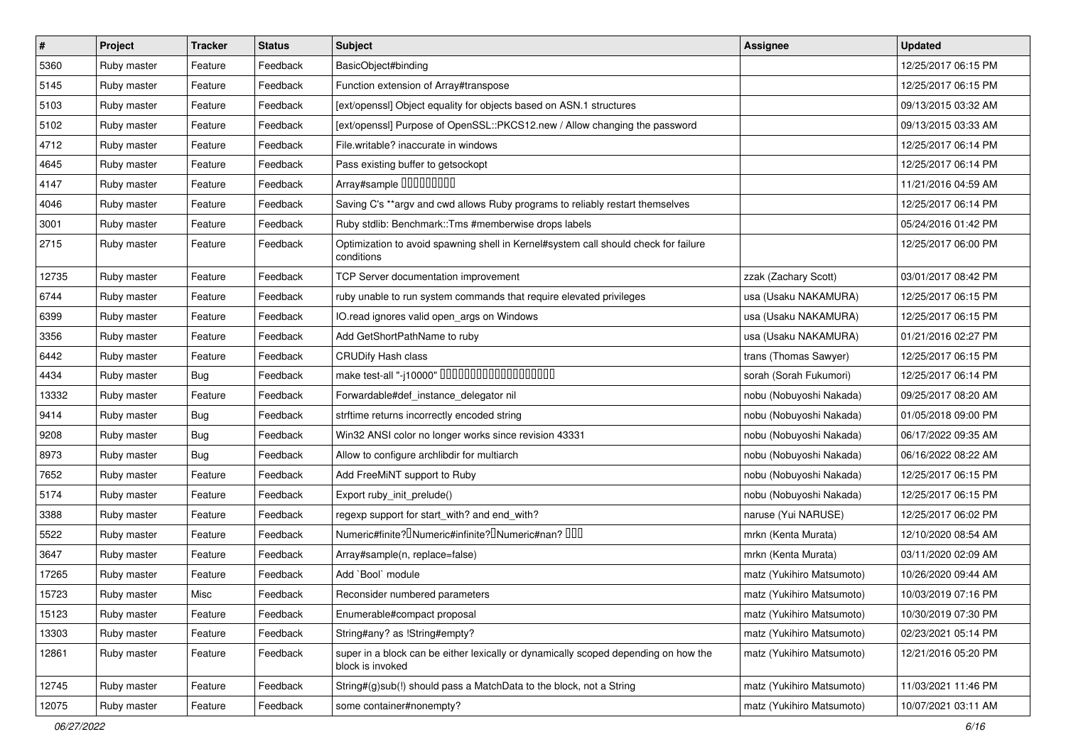| # | Project | Tracker | Status | Subject | Assignee | Updated |
|---|---|---|---|---|---|---|
| 5360 | Ruby master | Feature | Feedback | BasicObject#binding | | 12/25/2017 06:15 PM |
| 5145 | Ruby master | Feature | Feedback | Function extension of Array#transpose | | 12/25/2017 06:15 PM |
| 5103 | Ruby master | Feature | Feedback | [ext/openssl] Object equality for objects based on ASN.1 structures | | 09/13/2015 03:32 AM |
| 5102 | Ruby master | Feature | Feedback | [ext/openssl] Purpose of OpenSSL::PKCS12.new / Allow changing the password | | 09/13/2015 03:33 AM |
| 4712 | Ruby master | Feature | Feedback | File.writable? inaccurate in windows | | 12/25/2017 06:14 PM |
| 4645 | Ruby master | Feature | Feedback | Pass existing buffer to getsockopt | | 12/25/2017 06:14 PM |
| 4147 | Ruby master | Feature | Feedback | Array#sample □□□□□□□□□ | | 11/21/2016 04:59 AM |
| 4046 | Ruby master | Feature | Feedback | Saving C's **argv and cwd allows Ruby programs to reliably restart themselves | | 12/25/2017 06:14 PM |
| 3001 | Ruby master | Feature | Feedback | Ruby stdlib: Benchmark::Tms #memberwise drops labels | | 05/24/2016 01:42 PM |
| 2715 | Ruby master | Feature | Feedback | Optimization to avoid spawning shell in Kernel#system call should check for failure conditions | | 12/25/2017 06:00 PM |
| 12735 | Ruby master | Feature | Feedback | TCP Server documentation improvement | zzak (Zachary Scott) | 03/01/2017 08:42 PM |
| 6744 | Ruby master | Feature | Feedback | ruby unable to run system commands that require elevated privileges | usa (Usaku NAKAMURA) | 12/25/2017 06:15 PM |
| 6399 | Ruby master | Feature | Feedback | IO.read ignores valid open_args on Windows | usa (Usaku NAKAMURA) | 12/25/2017 06:15 PM |
| 3356 | Ruby master | Feature | Feedback | Add GetShortPathName to ruby | usa (Usaku NAKAMURA) | 01/21/2016 02:27 PM |
| 6442 | Ruby master | Feature | Feedback | CRUDify Hash class | trans (Thomas Sawyer) | 12/25/2017 06:15 PM |
| 4434 | Ruby master | Bug | Feedback | make test-all "-j10000" □□□□□□□□□□□□□□□□□□□ | sorah (Sorah Fukumori) | 12/25/2017 06:14 PM |
| 13332 | Ruby master | Feature | Feedback | Forwardable#def_instance_delegator nil | nobu (Nobuyoshi Nakada) | 09/25/2017 08:20 AM |
| 9414 | Ruby master | Bug | Feedback | strftime returns incorrectly encoded string | nobu (Nobuyoshi Nakada) | 01/05/2018 09:00 PM |
| 9208 | Ruby master | Bug | Feedback | Win32 ANSI color no longer works since revision 43331 | nobu (Nobuyoshi Nakada) | 06/17/2022 09:35 AM |
| 8973 | Ruby master | Bug | Feedback | Allow to configure archlibdir for multiarch | nobu (Nobuyoshi Nakada) | 06/16/2022 08:22 AM |
| 7652 | Ruby master | Feature | Feedback | Add FreeMiNT support to Ruby | nobu (Nobuyoshi Nakada) | 12/25/2017 06:15 PM |
| 5174 | Ruby master | Feature | Feedback | Export ruby_init_prelude() | nobu (Nobuyoshi Nakada) | 12/25/2017 06:15 PM |
| 3388 | Ruby master | Feature | Feedback | regexp support for start_with? and end_with? | naruse (Yui NARUSE) | 12/25/2017 06:02 PM |
| 5522 | Ruby master | Feature | Feedback | Numeric#finite?□Numeric#infinite?□Numeric#nan? □□□ | mrkn (Kenta Murata) | 12/10/2020 08:54 AM |
| 3647 | Ruby master | Feature | Feedback | Array#sample(n, replace=false) | mrkn (Kenta Murata) | 03/11/2020 02:09 AM |
| 17265 | Ruby master | Feature | Feedback | Add `Bool` module | matz (Yukihiro Matsumoto) | 10/26/2020 09:44 AM |
| 15723 | Ruby master | Misc | Feedback | Reconsider numbered parameters | matz (Yukihiro Matsumoto) | 10/03/2019 07:16 PM |
| 15123 | Ruby master | Feature | Feedback | Enumerable#compact proposal | matz (Yukihiro Matsumoto) | 10/30/2019 07:30 PM |
| 13303 | Ruby master | Feature | Feedback | String#any? as !String#empty? | matz (Yukihiro Matsumoto) | 02/23/2021 05:14 PM |
| 12861 | Ruby master | Feature | Feedback | super in a block can be either lexically or dynamically scoped depending on how the block is invoked | matz (Yukihiro Matsumoto) | 12/21/2016 05:20 PM |
| 12745 | Ruby master | Feature | Feedback | String#(g)sub(!) should pass a MatchData to the block, not a String | matz (Yukihiro Matsumoto) | 11/03/2021 11:46 PM |
| 12075 | Ruby master | Feature | Feedback | some container#nonempty? | matz (Yukihiro Matsumoto) | 10/07/2021 03:11 AM |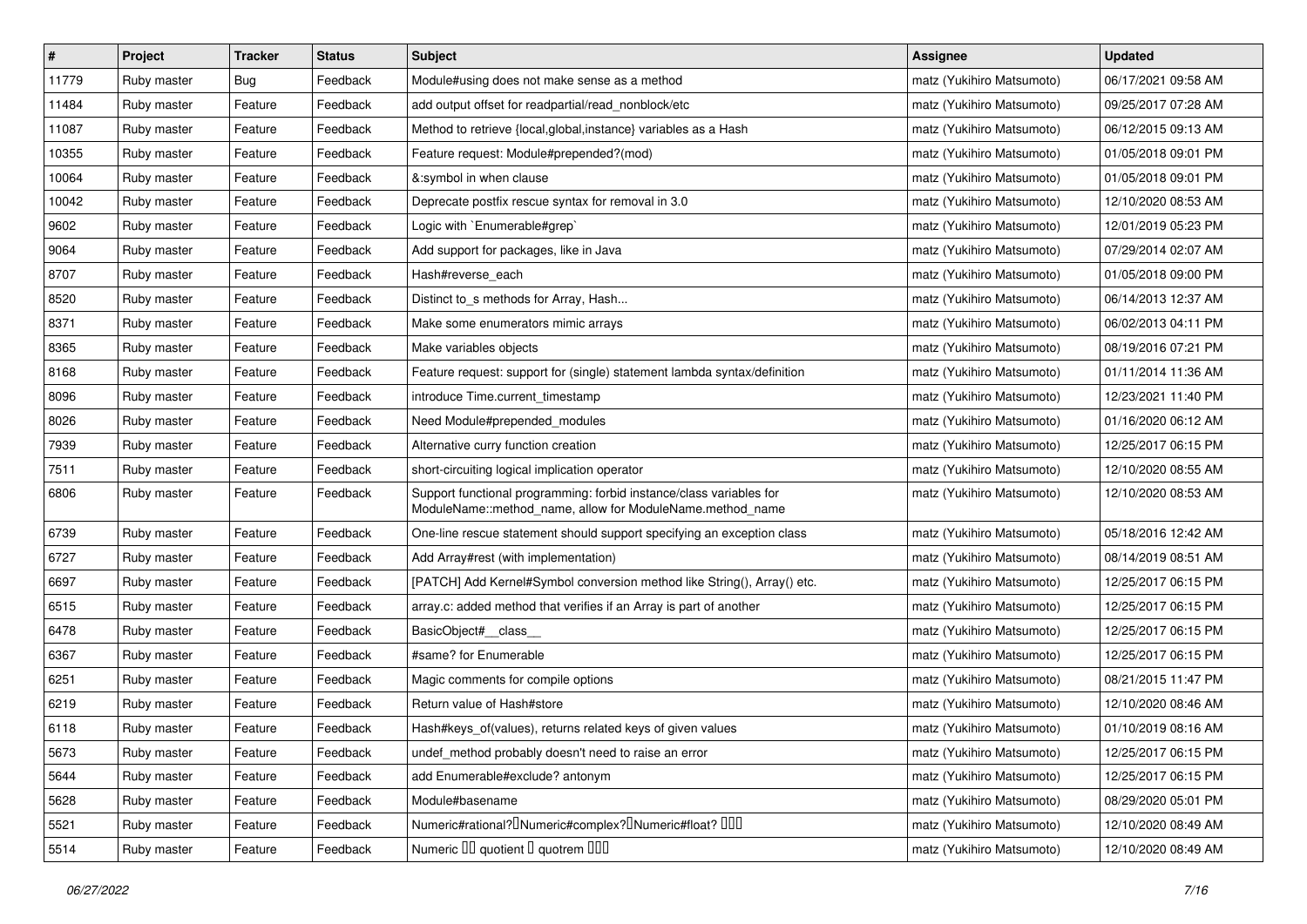| # | Project | Tracker | Status | Subject | Assignee | Updated |
| --- | --- | --- | --- | --- | --- | --- |
| 11779 | Ruby master | Bug | Feedback | Module#using does not make sense as a method | matz (Yukihiro Matsumoto) | 06/17/2021 09:58 AM |
| 11484 | Ruby master | Feature | Feedback | add output offset for readpartial/read_nonblock/etc | matz (Yukihiro Matsumoto) | 09/25/2017 07:28 AM |
| 11087 | Ruby master | Feature | Feedback | Method to retrieve {local,global,instance} variables as a Hash | matz (Yukihiro Matsumoto) | 06/12/2015 09:13 AM |
| 10355 | Ruby master | Feature | Feedback | Feature request: Module#prepended?(mod) | matz (Yukihiro Matsumoto) | 01/05/2018 09:01 PM |
| 10064 | Ruby master | Feature | Feedback | &:symbol in when clause | matz (Yukihiro Matsumoto) | 01/05/2018 09:01 PM |
| 10042 | Ruby master | Feature | Feedback | Deprecate postfix rescue syntax for removal in 3.0 | matz (Yukihiro Matsumoto) | 12/10/2020 08:53 AM |
| 9602 | Ruby master | Feature | Feedback | Logic with `Enumerable#grep` | matz (Yukihiro Matsumoto) | 12/01/2019 05:23 PM |
| 9064 | Ruby master | Feature | Feedback | Add support for packages, like in Java | matz (Yukihiro Matsumoto) | 07/29/2014 02:07 AM |
| 8707 | Ruby master | Feature | Feedback | Hash#reverse_each | matz (Yukihiro Matsumoto) | 01/05/2018 09:00 PM |
| 8520 | Ruby master | Feature | Feedback | Distinct to_s methods for Array, Hash... | matz (Yukihiro Matsumoto) | 06/14/2013 12:37 AM |
| 8371 | Ruby master | Feature | Feedback | Make some enumerators mimic arrays | matz (Yukihiro Matsumoto) | 06/02/2013 04:11 PM |
| 8365 | Ruby master | Feature | Feedback | Make variables objects | matz (Yukihiro Matsumoto) | 08/19/2016 07:21 PM |
| 8168 | Ruby master | Feature | Feedback | Feature request: support for (single) statement lambda syntax/definition | matz (Yukihiro Matsumoto) | 01/11/2014 11:36 AM |
| 8096 | Ruby master | Feature | Feedback | introduce Time.current_timestamp | matz (Yukihiro Matsumoto) | 12/23/2021 11:40 PM |
| 8026 | Ruby master | Feature | Feedback | Need Module#prepended_modules | matz (Yukihiro Matsumoto) | 01/16/2020 06:12 AM |
| 7939 | Ruby master | Feature | Feedback | Alternative curry function creation | matz (Yukihiro Matsumoto) | 12/25/2017 06:15 PM |
| 7511 | Ruby master | Feature | Feedback | short-circuiting logical implication operator | matz (Yukihiro Matsumoto) | 12/10/2020 08:55 AM |
| 6806 | Ruby master | Feature | Feedback | Support functional programming: forbid instance/class variables for ModuleName::method_name, allow for ModuleName.method_name | matz (Yukihiro Matsumoto) | 12/10/2020 08:53 AM |
| 6739 | Ruby master | Feature | Feedback | One-line rescue statement should support specifying an exception class | matz (Yukihiro Matsumoto) | 05/18/2016 12:42 AM |
| 6727 | Ruby master | Feature | Feedback | Add Array#rest (with implementation) | matz (Yukihiro Matsumoto) | 08/14/2019 08:51 AM |
| 6697 | Ruby master | Feature | Feedback | [PATCH] Add Kernel#Symbol conversion method like String(), Array() etc. | matz (Yukihiro Matsumoto) | 12/25/2017 06:15 PM |
| 6515 | Ruby master | Feature | Feedback | array.c: added method that verifies if an Array is part of another | matz (Yukihiro Matsumoto) | 12/25/2017 06:15 PM |
| 6478 | Ruby master | Feature | Feedback | BasicObject#__class__ | matz (Yukihiro Matsumoto) | 12/25/2017 06:15 PM |
| 6367 | Ruby master | Feature | Feedback | #same? for Enumerable | matz (Yukihiro Matsumoto) | 12/25/2017 06:15 PM |
| 6251 | Ruby master | Feature | Feedback | Magic comments for compile options | matz (Yukihiro Matsumoto) | 08/21/2015 11:47 PM |
| 6219 | Ruby master | Feature | Feedback | Return value of Hash#store | matz (Yukihiro Matsumoto) | 12/10/2020 08:46 AM |
| 6118 | Ruby master | Feature | Feedback | Hash#keys_of(values), returns related keys of given values | matz (Yukihiro Matsumoto) | 01/10/2019 08:16 AM |
| 5673 | Ruby master | Feature | Feedback | undef_method probably doesn't need to raise an error | matz (Yukihiro Matsumoto) | 12/25/2017 06:15 PM |
| 5644 | Ruby master | Feature | Feedback | add Enumerable#exclude? antonym | matz (Yukihiro Matsumoto) | 12/25/2017 06:15 PM |
| 5628 | Ruby master | Feature | Feedback | Module#basename | matz (Yukihiro Matsumoto) | 08/29/2020 05:01 PM |
| 5521 | Ruby master | Feature | Feedback | Numeric#rational?�Numeric#complex?�Numeric#float? ��� | matz (Yukihiro Matsumoto) | 12/10/2020 08:49 AM |
| 5514 | Ruby master | Feature | Feedback | Numeric �� quotient � quotrem ��� | matz (Yukihiro Matsumoto) | 12/10/2020 08:49 AM |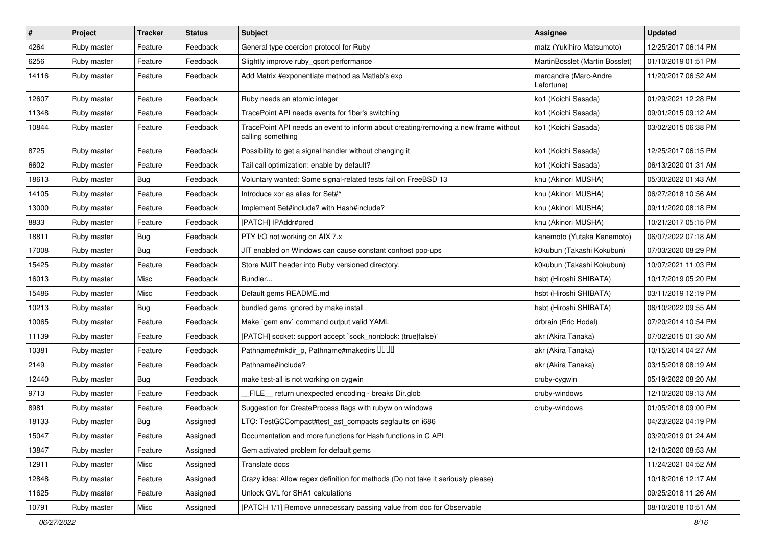| # | Project | Tracker | Status | Subject | Assignee | Updated |
|---|---|---|---|---|---|---|
| 4264 | Ruby master | Feature | Feedback | General type coercion protocol for Ruby | matz (Yukihiro Matsumoto) | 12/25/2017 06:14 PM |
| 6256 | Ruby master | Feature | Feedback | Slightly improve ruby_qsort performance | MartinBosslet (Martin Bosslet) | 01/10/2019 01:51 PM |
| 14116 | Ruby master | Feature | Feedback | Add Matrix #exponentiate method as Matlab's exp | marcandre (Marc-Andre Lafortune) | 11/20/2017 06:52 AM |
| 12607 | Ruby master | Feature | Feedback | Ruby needs an atomic integer | ko1 (Koichi Sasada) | 01/29/2021 12:28 PM |
| 11348 | Ruby master | Feature | Feedback | TracePoint API needs events for fiber's switching | ko1 (Koichi Sasada) | 09/01/2015 09:12 AM |
| 10844 | Ruby master | Feature | Feedback | TracePoint API needs an event to inform about creating/removing a new frame without calling something | ko1 (Koichi Sasada) | 03/02/2015 06:38 PM |
| 8725 | Ruby master | Feature | Feedback | Possibility to get a signal handler without changing it | ko1 (Koichi Sasada) | 12/25/2017 06:15 PM |
| 6602 | Ruby master | Feature | Feedback | Tail call optimization: enable by default? | ko1 (Koichi Sasada) | 06/13/2020 01:31 AM |
| 18613 | Ruby master | Bug | Feedback | Voluntary wanted: Some signal-related tests fail on FreeBSD 13 | knu (Akinori MUSHA) | 05/30/2022 01:43 AM |
| 14105 | Ruby master | Feature | Feedback | Introduce xor as alias for Set#^ | knu (Akinori MUSHA) | 06/27/2018 10:56 AM |
| 13000 | Ruby master | Feature | Feedback | Implement Set#include? with Hash#include? | knu (Akinori MUSHA) | 09/11/2020 08:18 PM |
| 8833 | Ruby master | Feature | Feedback | [PATCH] IPAddr#pred | knu (Akinori MUSHA) | 10/21/2017 05:15 PM |
| 18811 | Ruby master | Bug | Feedback | PTY I/O not working on AIX 7.x | kanemoto (Yutaka Kanemoto) | 06/07/2022 07:18 AM |
| 17008 | Ruby master | Bug | Feedback | JIT enabled on Windows can cause constant conhost pop-ups | k0kubun (Takashi Kokubun) | 07/03/2020 08:29 PM |
| 15425 | Ruby master | Feature | Feedback | Store MJIT header into Ruby versioned directory. | k0kubun (Takashi Kokubun) | 10/07/2021 11:03 PM |
| 16013 | Ruby master | Misc | Feedback | Bundler... | hsbt (Hiroshi SHIBATA) | 10/17/2019 05:20 PM |
| 15486 | Ruby master | Misc | Feedback | Default gems README.md | hsbt (Hiroshi SHIBATA) | 03/11/2019 12:19 PM |
| 10213 | Ruby master | Bug | Feedback | bundled gems ignored by make install | hsbt (Hiroshi SHIBATA) | 06/10/2022 09:55 AM |
| 10065 | Ruby master | Feature | Feedback | Make `gem env` command output valid YAML | drbrain (Eric Hodel) | 07/20/2014 10:54 PM |
| 11139 | Ruby master | Feature | Feedback | [PATCH] socket: support accept `sock_nonblock: (true\|false)' | akr (Akira Tanaka) | 07/02/2015 01:30 AM |
| 10381 | Ruby master | Feature | Feedback | Pathname#mkdir_p, Pathname#makedirs ���� | akr (Akira Tanaka) | 10/15/2014 04:27 AM |
| 2149 | Ruby master | Feature | Feedback | Pathname#include? | akr (Akira Tanaka) | 03/15/2018 08:19 AM |
| 12440 | Ruby master | Bug | Feedback | make test-all is not working on cygwin | cruby-cygwin | 05/19/2022 08:20 AM |
| 9713 | Ruby master | Feature | Feedback | __FILE__ return unexpected encoding - breaks Dir.glob | cruby-windows | 12/10/2020 09:13 AM |
| 8981 | Ruby master | Feature | Feedback | Suggestion for CreateProcess flags with rubyw on windows | cruby-windows | 01/05/2018 09:00 PM |
| 18133 | Ruby master | Bug | Assigned | LTO: TestGCCompact#test_ast_compacts segfaults on i686 | | 04/23/2022 04:19 PM |
| 15047 | Ruby master | Feature | Assigned | Documentation and more functions for Hash functions in C API | | 03/20/2019 01:24 AM |
| 13847 | Ruby master | Feature | Assigned | Gem activated problem for default gems | | 12/10/2020 08:53 AM |
| 12911 | Ruby master | Misc | Assigned | Translate docs | | 11/24/2021 04:52 AM |
| 12848 | Ruby master | Feature | Assigned | Crazy idea: Allow regex definition for methods (Do not take it seriously please) | | 10/18/2016 12:17 AM |
| 11625 | Ruby master | Feature | Assigned | Unlock GVL for SHA1 calculations | | 09/25/2018 11:26 AM |
| 10791 | Ruby master | Misc | Assigned | [PATCH 1/1] Remove unnecessary passing value from doc for Observable | | 08/10/2018 10:51 AM |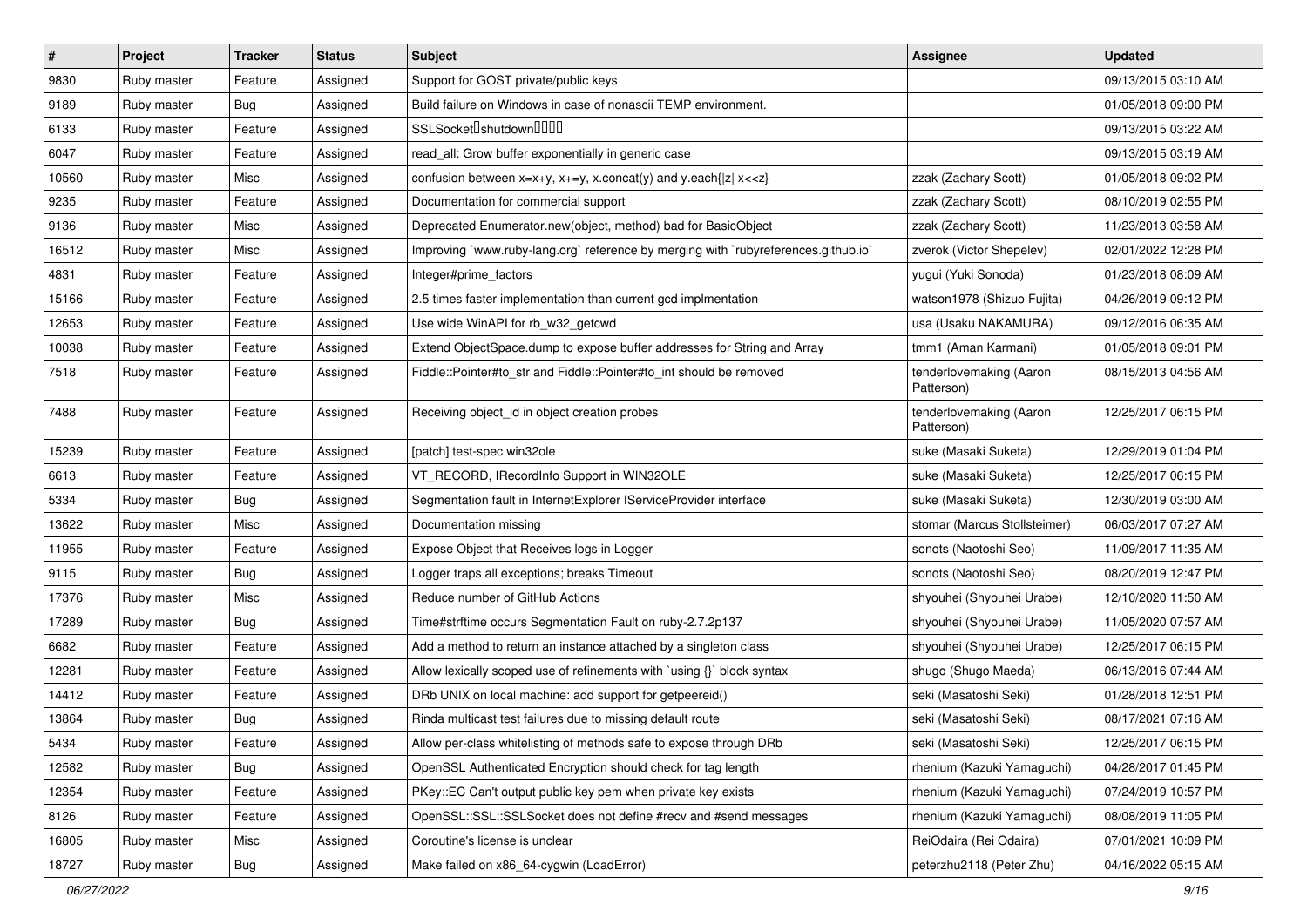| # | Project | Tracker | Status | Subject | Assignee | Updated |
|---|---|---|---|---|---|---|
| 9830 | Ruby master | Feature | Assigned | Support for GOST private/public keys | | 09/13/2015 03:10 AM |
| 9189 | Ruby master | Bug | Assigned | Build failure on Windows in case of nonascii TEMP environment. | | 01/05/2018 09:00 PM |
| 6133 | Ruby master | Feature | Assigned | SSLSocket�shutdown���� | | 09/13/2015 03:22 AM |
| 6047 | Ruby master | Feature | Assigned | read_all: Grow buffer exponentially in generic case | | 09/13/2015 03:19 AM |
| 10560 | Ruby master | Misc | Assigned | confusion between x=x+y, x+=y, x.concat(y) and y.each{\|z\| x<<z} | zzak (Zachary Scott) | 01/05/2018 09:02 PM |
| 9235 | Ruby master | Feature | Assigned | Documentation for commercial support | zzak (Zachary Scott) | 08/10/2019 02:55 PM |
| 9136 | Ruby master | Misc | Assigned | Deprecated Enumerator.new(object, method) bad for BasicObject | zzak (Zachary Scott) | 11/23/2013 03:58 AM |
| 16512 | Ruby master | Misc | Assigned | Improving `www.ruby-lang.org` reference by merging with `rubyreferences.github.io` | zverok (Victor Shepelev) | 02/01/2022 12:28 PM |
| 4831 | Ruby master | Feature | Assigned | Integer#prime_factors | yugui (Yuki Sonoda) | 01/23/2018 08:09 AM |
| 15166 | Ruby master | Feature | Assigned | 2.5 times faster implementation than current gcd implmentation | watson1978 (Shizuo Fujita) | 04/26/2019 09:12 PM |
| 12653 | Ruby master | Feature | Assigned | Use wide WinAPI for rb_w32_getcwd | usa (Usaku NAKAMURA) | 09/12/2016 06:35 AM |
| 10038 | Ruby master | Feature | Assigned | Extend ObjectSpace.dump to expose buffer addresses for String and Array | tmm1 (Aman Karmani) | 01/05/2018 09:01 PM |
| 7518 | Ruby master | Feature | Assigned | Fiddle::Pointer#to_str and Fiddle::Pointer#to_int should be removed | tenderlovemaking (Aaron Patterson) | 08/15/2013 04:56 AM |
| 7488 | Ruby master | Feature | Assigned | Receiving object_id in object creation probes | tenderlovemaking (Aaron Patterson) | 12/25/2017 06:15 PM |
| 15239 | Ruby master | Feature | Assigned | [patch] test-spec win32ole | suke (Masaki Suketa) | 12/29/2019 01:04 PM |
| 6613 | Ruby master | Feature | Assigned | VT_RECORD, IRecordInfo Support in WIN32OLE | suke (Masaki Suketa) | 12/25/2017 06:15 PM |
| 5334 | Ruby master | Bug | Assigned | Segmentation fault in InternetExplorer IServiceProvider interface | suke (Masaki Suketa) | 12/30/2019 03:00 AM |
| 13622 | Ruby master | Misc | Assigned | Documentation missing | stomar (Marcus Stollsteimer) | 06/03/2017 07:27 AM |
| 11955 | Ruby master | Feature | Assigned | Expose Object that Receives logs in Logger | sonots (Naotoshi Seo) | 11/09/2017 11:35 AM |
| 9115 | Ruby master | Bug | Assigned | Logger traps all exceptions; breaks Timeout | sonots (Naotoshi Seo) | 08/20/2019 12:47 PM |
| 17376 | Ruby master | Misc | Assigned | Reduce number of GitHub Actions | shyouhei (Shyouhei Urabe) | 12/10/2020 11:50 AM |
| 17289 | Ruby master | Bug | Assigned | Time#strftime occurs Segmentation Fault on ruby-2.7.2p137 | shyouhei (Shyouhei Urabe) | 11/05/2020 07:57 AM |
| 6682 | Ruby master | Feature | Assigned | Add a method to return an instance attached by a singleton class | shyouhei (Shyouhei Urabe) | 12/25/2017 06:15 PM |
| 12281 | Ruby master | Feature | Assigned | Allow lexically scoped use of refinements with `using {}` block syntax | shugo (Shugo Maeda) | 06/13/2016 07:44 AM |
| 14412 | Ruby master | Feature | Assigned | DRb UNIX on local machine: add support for getpeereid() | seki (Masatoshi Seki) | 01/28/2018 12:51 PM |
| 13864 | Ruby master | Bug | Assigned | Rinda multicast test failures due to missing default route | seki (Masatoshi Seki) | 08/17/2021 07:16 AM |
| 5434 | Ruby master | Feature | Assigned | Allow per-class whitelisting of methods safe to expose through DRb | seki (Masatoshi Seki) | 12/25/2017 06:15 PM |
| 12582 | Ruby master | Bug | Assigned | OpenSSL Authenticated Encryption should check for tag length | rhenium (Kazuki Yamaguchi) | 04/28/2017 01:45 PM |
| 12354 | Ruby master | Feature | Assigned | PKey::EC Can't output public key pem when private key exists | rhenium (Kazuki Yamaguchi) | 07/24/2019 10:57 PM |
| 8126 | Ruby master | Feature | Assigned | OpenSSL::SSL::SSLSocket does not define #recv and #send messages | rhenium (Kazuki Yamaguchi) | 08/08/2019 11:05 PM |
| 16805 | Ruby master | Misc | Assigned | Coroutine's license is unclear | ReiOdaira (Rei Odaira) | 07/01/2021 10:09 PM |
| 18727 | Ruby master | Bug | Assigned | Make failed on x86_64-cygwin (LoadError) | peterzhu2118 (Peter Zhu) | 04/16/2022 05:15 AM |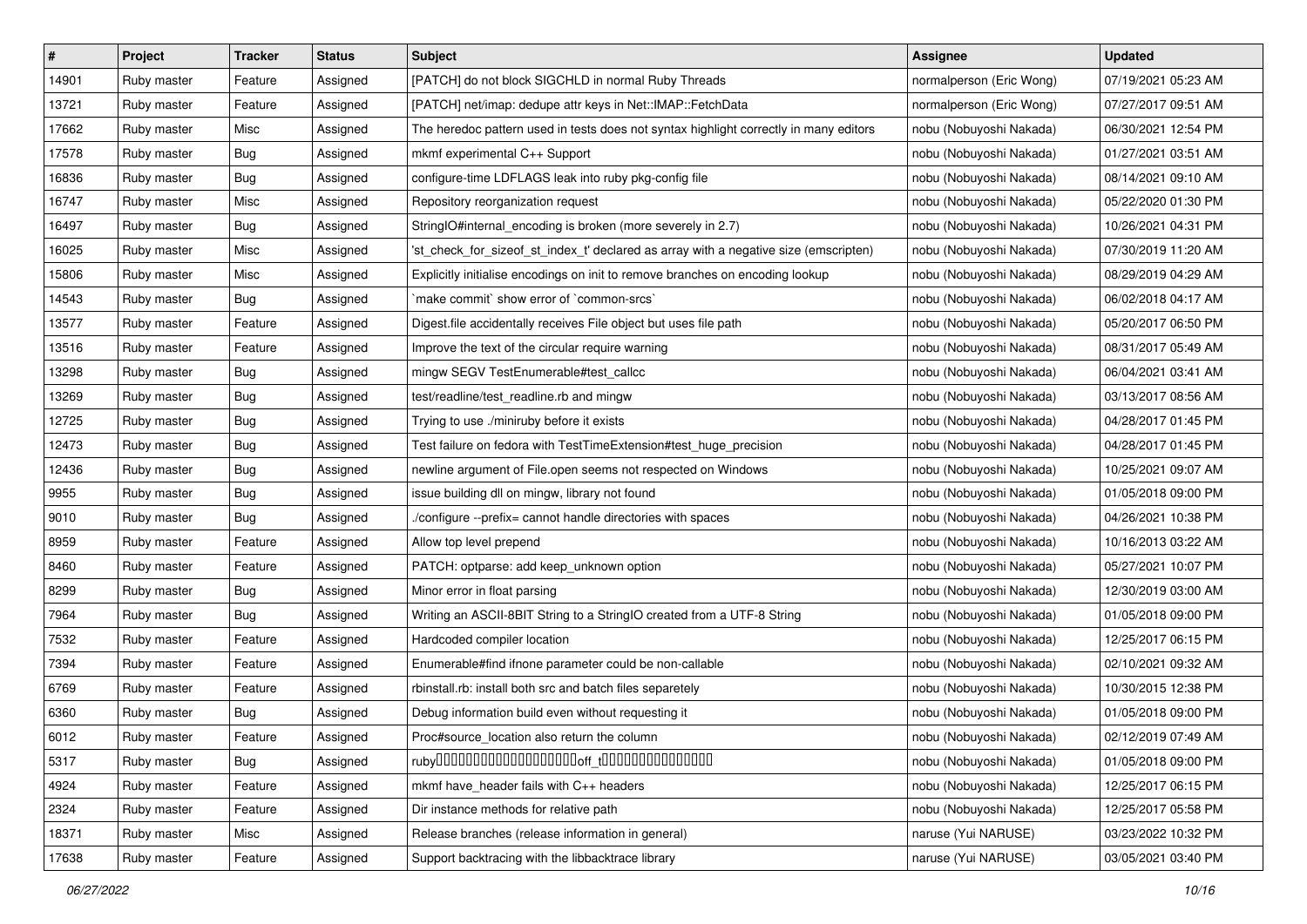| # | Project | Tracker | Status | Subject | Assignee | Updated |
|---|---|---|---|---|---|---|
| 14901 | Ruby master | Feature | Assigned | [PATCH] do not block SIGCHLD in normal Ruby Threads | normalperson (Eric Wong) | 07/19/2021 05:23 AM |
| 13721 | Ruby master | Feature | Assigned | [PATCH] net/imap: dedupe attr keys in Net::IMAP::FetchData | normalperson (Eric Wong) | 07/27/2017 09:51 AM |
| 17662 | Ruby master | Misc | Assigned | The heredoc pattern used in tests does not syntax highlight correctly in many editors | nobu (Nobuyoshi Nakada) | 06/30/2021 12:54 PM |
| 17578 | Ruby master | Bug | Assigned | mkmf experimental C++ Support | nobu (Nobuyoshi Nakada) | 01/27/2021 03:51 AM |
| 16836 | Ruby master | Bug | Assigned | configure-time LDFLAGS leak into ruby pkg-config file | nobu (Nobuyoshi Nakada) | 08/14/2021 09:10 AM |
| 16747 | Ruby master | Misc | Assigned | Repository reorganization request | nobu (Nobuyoshi Nakada) | 05/22/2020 01:30 PM |
| 16497 | Ruby master | Bug | Assigned | StringIO#internal_encoding is broken (more severely in 2.7) | nobu (Nobuyoshi Nakada) | 10/26/2021 04:31 PM |
| 16025 | Ruby master | Misc | Assigned | 'st_check_for_sizeof_st_index_t' declared as array with a negative size (emscripten) | nobu (Nobuyoshi Nakada) | 07/30/2019 11:20 AM |
| 15806 | Ruby master | Misc | Assigned | Explicitly initialise encodings on init to remove branches on encoding lookup | nobu (Nobuyoshi Nakada) | 08/29/2019 04:29 AM |
| 14543 | Ruby master | Bug | Assigned | `make commit` show error of `common-srcs` | nobu (Nobuyoshi Nakada) | 06/02/2018 04:17 AM |
| 13577 | Ruby master | Feature | Assigned | Digest.file accidentally receives File object but uses file path | nobu (Nobuyoshi Nakada) | 05/20/2017 06:50 PM |
| 13516 | Ruby master | Feature | Assigned | Improve the text of the circular require warning | nobu (Nobuyoshi Nakada) | 08/31/2017 05:49 AM |
| 13298 | Ruby master | Bug | Assigned | mingw SEGV TestEnumerable#test_callcc | nobu (Nobuyoshi Nakada) | 06/04/2021 03:41 AM |
| 13269 | Ruby master | Bug | Assigned | test/readline/test_readline.rb and mingw | nobu (Nobuyoshi Nakada) | 03/13/2017 08:56 AM |
| 12725 | Ruby master | Bug | Assigned | Trying to use ./miniruby before it exists | nobu (Nobuyoshi Nakada) | 04/28/2017 01:45 PM |
| 12473 | Ruby master | Bug | Assigned | Test failure on fedora with TestTimeExtension#test_huge_precision | nobu (Nobuyoshi Nakada) | 04/28/2017 01:45 PM |
| 12436 | Ruby master | Bug | Assigned | newline argument of File.open seems not respected on Windows | nobu (Nobuyoshi Nakada) | 10/25/2021 09:07 AM |
| 9955 | Ruby master | Bug | Assigned | issue building dll on mingw, library not found | nobu (Nobuyoshi Nakada) | 01/05/2018 09:00 PM |
| 9010 | Ruby master | Bug | Assigned | ./configure --prefix= cannot handle directories with spaces | nobu (Nobuyoshi Nakada) | 04/26/2021 10:38 PM |
| 8959 | Ruby master | Feature | Assigned | Allow top level prepend | nobu (Nobuyoshi Nakada) | 10/16/2013 03:22 AM |
| 8460 | Ruby master | Feature | Assigned | PATCH: optparse: add keep_unknown option | nobu (Nobuyoshi Nakada) | 05/27/2021 10:07 PM |
| 8299 | Ruby master | Bug | Assigned | Minor error in float parsing | nobu (Nobuyoshi Nakada) | 12/30/2019 03:00 AM |
| 7964 | Ruby master | Bug | Assigned | Writing an ASCII-8BIT String to a StringIO created from a UTF-8 String | nobu (Nobuyoshi Nakada) | 01/05/2018 09:00 PM |
| 7532 | Ruby master | Feature | Assigned | Hardcoded compiler location | nobu (Nobuyoshi Nakada) | 12/25/2017 06:15 PM |
| 7394 | Ruby master | Feature | Assigned | Enumerable#find ifnone parameter could be non-callable | nobu (Nobuyoshi Nakada) | 02/10/2021 09:32 AM |
| 6769 | Ruby master | Feature | Assigned | rbinstall.rb: install both src and batch files separetely | nobu (Nobuyoshi Nakada) | 10/30/2015 12:38 PM |
| 6360 | Ruby master | Bug | Assigned | Debug information build even without requesting it | nobu (Nobuyoshi Nakada) | 01/05/2018 09:00 PM |
| 6012 | Ruby master | Feature | Assigned | Proc#source_location also return the column | nobu (Nobuyoshi Nakada) | 02/12/2019 07:49 AM |
| 5317 | Ruby master | Bug | Assigned | ruby□□□□□□□□□□□□□□□□□□□off_t□□□□□□□□□□□□□□□ | nobu (Nobuyoshi Nakada) | 01/05/2018 09:00 PM |
| 4924 | Ruby master | Feature | Assigned | mkmf have_header fails with C++ headers | nobu (Nobuyoshi Nakada) | 12/25/2017 06:15 PM |
| 2324 | Ruby master | Feature | Assigned | Dir instance methods for relative path | nobu (Nobuyoshi Nakada) | 12/25/2017 05:58 PM |
| 18371 | Ruby master | Misc | Assigned | Release branches (release information in general) | naruse (Yui NARUSE) | 03/23/2022 10:32 PM |
| 17638 | Ruby master | Feature | Assigned | Support backtracing with the libbacktrace library | naruse (Yui NARUSE) | 03/05/2021 03:40 PM |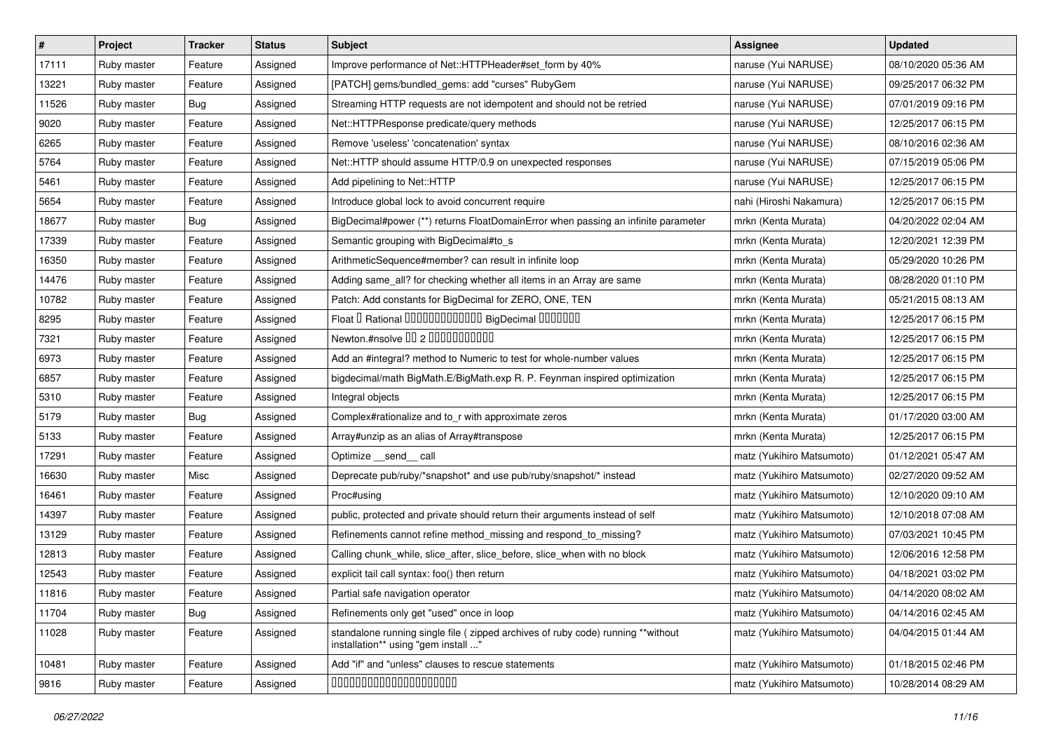| # | Project | Tracker | Status | Subject | Assignee | Updated |
|---|---|---|---|---|---|---|
| 17111 | Ruby master | Feature | Assigned | Improve performance of Net::HTTPHeader#set_form by 40% | naruse (Yui NARUSE) | 08/10/2020 05:36 AM |
| 13221 | Ruby master | Feature | Assigned | [PATCH] gems/bundled_gems: add "curses" RubyGem | naruse (Yui NARUSE) | 09/25/2017 06:32 PM |
| 11526 | Ruby master | Bug | Assigned | Streaming HTTP requests are not idempotent and should not be retried | naruse (Yui NARUSE) | 07/01/2019 09:16 PM |
| 9020 | Ruby master | Feature | Assigned | Net::HTTPResponse predicate/query methods | naruse (Yui NARUSE) | 12/25/2017 06:15 PM |
| 6265 | Ruby master | Feature | Assigned | Remove 'useless' 'concatenation' syntax | naruse (Yui NARUSE) | 08/10/2016 02:36 AM |
| 5764 | Ruby master | Feature | Assigned | Net::HTTP should assume HTTP/0.9 on unexpected responses | naruse (Yui NARUSE) | 07/15/2019 05:06 PM |
| 5461 | Ruby master | Feature | Assigned | Add pipelining to Net::HTTP | naruse (Yui NARUSE) | 12/25/2017 06:15 PM |
| 5654 | Ruby master | Feature | Assigned | Introduce global lock to avoid concurrent require | nahi (Hiroshi Nakamura) | 12/25/2017 06:15 PM |
| 18677 | Ruby master | Bug | Assigned | BigDecimal#power (**) returns FloatDomainError when passing an infinite parameter | mrkn (Kenta Murata) | 04/20/2022 02:04 AM |
| 17339 | Ruby master | Feature | Assigned | Semantic grouping with BigDecimal#to_s | mrkn (Kenta Murata) | 12/20/2021 12:39 PM |
| 16350 | Ruby master | Feature | Assigned | ArithmeticSequence#member? can result in infinite loop | mrkn (Kenta Murata) | 05/29/2020 10:26 PM |
| 14476 | Ruby master | Feature | Assigned | Adding same_all? for checking whether all items in an Array are same | mrkn (Kenta Murata) | 08/28/2020 01:10 PM |
| 10782 | Ruby master | Feature | Assigned | Patch: Add constants for BigDecimal for ZERO, ONE, TEN | mrkn (Kenta Murata) | 05/21/2015 08:13 AM |
| 8295 | Ruby master | Feature | Assigned | Float � Rational �������������� BigDecimal ������� | mrkn (Kenta Murata) | 12/25/2017 06:15 PM |
| 7321 | Ruby master | Feature | Assigned | Newton.#nsolve �� 2 ����������� | mrkn (Kenta Murata) | 12/25/2017 06:15 PM |
| 6973 | Ruby master | Feature | Assigned | Add an #integral? method to Numeric to test for whole-number values | mrkn (Kenta Murata) | 12/25/2017 06:15 PM |
| 6857 | Ruby master | Feature | Assigned | bigdecimal/math BigMath.E/BigMath.exp R. P. Feynman inspired optimization | mrkn (Kenta Murata) | 12/25/2017 06:15 PM |
| 5310 | Ruby master | Feature | Assigned | Integral objects | mrkn (Kenta Murata) | 12/25/2017 06:15 PM |
| 5179 | Ruby master | Bug | Assigned | Complex#rationalize and to_r with approximate zeros | mrkn (Kenta Murata) | 01/17/2020 03:00 AM |
| 5133 | Ruby master | Feature | Assigned | Array#unzip as an alias of Array#transpose | mrkn (Kenta Murata) | 12/25/2017 06:15 PM |
| 17291 | Ruby master | Feature | Assigned | Optimize __send__ call | matz (Yukihiro Matsumoto) | 01/12/2021 05:47 AM |
| 16630 | Ruby master | Misc | Assigned | Deprecate pub/ruby/*snapshot* and use pub/ruby/snapshot/* instead | matz (Yukihiro Matsumoto) | 02/27/2020 09:52 AM |
| 16461 | Ruby master | Feature | Assigned | Proc#using | matz (Yukihiro Matsumoto) | 12/10/2020 09:10 AM |
| 14397 | Ruby master | Feature | Assigned | public, protected and private should return their arguments instead of self | matz (Yukihiro Matsumoto) | 12/10/2018 07:08 AM |
| 13129 | Ruby master | Feature | Assigned | Refinements cannot refine method_missing and respond_to_missing? | matz (Yukihiro Matsumoto) | 07/03/2021 10:45 PM |
| 12813 | Ruby master | Feature | Assigned | Calling chunk_while, slice_after, slice_before, slice_when with no block | matz (Yukihiro Matsumoto) | 12/06/2016 12:58 PM |
| 12543 | Ruby master | Feature | Assigned | explicit tail call syntax: foo() then return | matz (Yukihiro Matsumoto) | 04/18/2021 03:02 PM |
| 11816 | Ruby master | Feature | Assigned | Partial safe navigation operator | matz (Yukihiro Matsumoto) | 04/14/2020 08:02 AM |
| 11704 | Ruby master | Bug | Assigned | Refinements only get "used" once in loop | matz (Yukihiro Matsumoto) | 04/14/2016 02:45 AM |
| 11028 | Ruby master | Feature | Assigned | standalone running single file ( zipped archives of ruby code) running **without installation** using "gem install ..." | matz (Yukihiro Matsumoto) | 04/04/2015 01:44 AM |
| 10481 | Ruby master | Feature | Assigned | Add "if" and "unless" clauses to rescue statements | matz (Yukihiro Matsumoto) | 01/18/2015 02:46 PM |
| 9816 | Ruby master | Feature | Assigned | ����������������������� | matz (Yukihiro Matsumoto) | 10/28/2014 08:29 AM |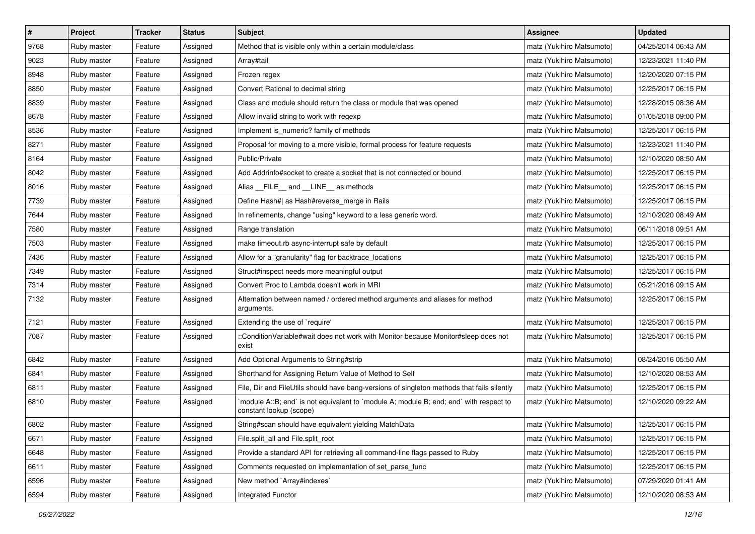| # | Project | Tracker | Status | Subject | Assignee | Updated |
|---|---|---|---|---|---|---|
| 9768 | Ruby master | Feature | Assigned | Method that is visible only within a certain module/class | matz (Yukihiro Matsumoto) | 04/25/2014 06:43 AM |
| 9023 | Ruby master | Feature | Assigned | Array#tail | matz (Yukihiro Matsumoto) | 12/23/2021 11:40 PM |
| 8948 | Ruby master | Feature | Assigned | Frozen regex | matz (Yukihiro Matsumoto) | 12/20/2020 07:15 PM |
| 8850 | Ruby master | Feature | Assigned | Convert Rational to decimal string | matz (Yukihiro Matsumoto) | 12/25/2017 06:15 PM |
| 8839 | Ruby master | Feature | Assigned | Class and module should return the class or module that was opened | matz (Yukihiro Matsumoto) | 12/28/2015 08:36 AM |
| 8678 | Ruby master | Feature | Assigned | Allow invalid string to work with regexp | matz (Yukihiro Matsumoto) | 01/05/2018 09:00 PM |
| 8536 | Ruby master | Feature | Assigned | Implement is_numeric? family of methods | matz (Yukihiro Matsumoto) | 12/25/2017 06:15 PM |
| 8271 | Ruby master | Feature | Assigned | Proposal for moving to a more visible, formal process for feature requests | matz (Yukihiro Matsumoto) | 12/23/2021 11:40 PM |
| 8164 | Ruby master | Feature | Assigned | Public/Private | matz (Yukihiro Matsumoto) | 12/10/2020 08:50 AM |
| 8042 | Ruby master | Feature | Assigned | Add Addrinfo#socket to create a socket that is not connected or bound | matz (Yukihiro Matsumoto) | 12/25/2017 06:15 PM |
| 8016 | Ruby master | Feature | Assigned | Alias __FILE__ and __LINE__ as methods | matz (Yukihiro Matsumoto) | 12/25/2017 06:15 PM |
| 7739 | Ruby master | Feature | Assigned | Define Hash#\| as Hash#reverse_merge in Rails | matz (Yukihiro Matsumoto) | 12/25/2017 06:15 PM |
| 7644 | Ruby master | Feature | Assigned | In refinements, change "using" keyword to a less generic word. | matz (Yukihiro Matsumoto) | 12/10/2020 08:49 AM |
| 7580 | Ruby master | Feature | Assigned | Range translation | matz (Yukihiro Matsumoto) | 06/11/2018 09:51 AM |
| 7503 | Ruby master | Feature | Assigned | make timeout.rb async-interrupt safe by default | matz (Yukihiro Matsumoto) | 12/25/2017 06:15 PM |
| 7436 | Ruby master | Feature | Assigned | Allow for a "granularity" flag for backtrace_locations | matz (Yukihiro Matsumoto) | 12/25/2017 06:15 PM |
| 7349 | Ruby master | Feature | Assigned | Struct#inspect needs more meaningful output | matz (Yukihiro Matsumoto) | 12/25/2017 06:15 PM |
| 7314 | Ruby master | Feature | Assigned | Convert Proc to Lambda doesn't work in MRI | matz (Yukihiro Matsumoto) | 05/21/2016 09:15 AM |
| 7132 | Ruby master | Feature | Assigned | Alternation between named / ordered method arguments and aliases for method arguments. | matz (Yukihiro Matsumoto) | 12/25/2017 06:15 PM |
| 7121 | Ruby master | Feature | Assigned | Extending the use of `require' | matz (Yukihiro Matsumoto) | 12/25/2017 06:15 PM |
| 7087 | Ruby master | Feature | Assigned | ::ConditionVariable#wait does not work with Monitor because Monitor#sleep does not exist | matz (Yukihiro Matsumoto) | 12/25/2017 06:15 PM |
| 6842 | Ruby master | Feature | Assigned | Add Optional Arguments to String#strip | matz (Yukihiro Matsumoto) | 08/24/2016 05:50 AM |
| 6841 | Ruby master | Feature | Assigned | Shorthand for Assigning Return Value of Method to Self | matz (Yukihiro Matsumoto) | 12/10/2020 08:53 AM |
| 6811 | Ruby master | Feature | Assigned | File, Dir and FileUtils should have bang-versions of singleton methods that fails silently | matz (Yukihiro Matsumoto) | 12/25/2017 06:15 PM |
| 6810 | Ruby master | Feature | Assigned | `module A::B; end` is not equivalent to `module A; module B; end; end` with respect to constant lookup (scope) | matz (Yukihiro Matsumoto) | 12/10/2020 09:22 AM |
| 6802 | Ruby master | Feature | Assigned | String#scan should have equivalent yielding MatchData | matz (Yukihiro Matsumoto) | 12/25/2017 06:15 PM |
| 6671 | Ruby master | Feature | Assigned | File.split_all and File.split_root | matz (Yukihiro Matsumoto) | 12/25/2017 06:15 PM |
| 6648 | Ruby master | Feature | Assigned | Provide a standard API for retrieving all command-line flags passed to Ruby | matz (Yukihiro Matsumoto) | 12/25/2017 06:15 PM |
| 6611 | Ruby master | Feature | Assigned | Comments requested on implementation of set_parse_func | matz (Yukihiro Matsumoto) | 12/25/2017 06:15 PM |
| 6596 | Ruby master | Feature | Assigned | New method `Array#indexes` | matz (Yukihiro Matsumoto) | 07/29/2020 01:41 AM |
| 6594 | Ruby master | Feature | Assigned | Integrated Functor | matz (Yukihiro Matsumoto) | 12/10/2020 08:53 AM |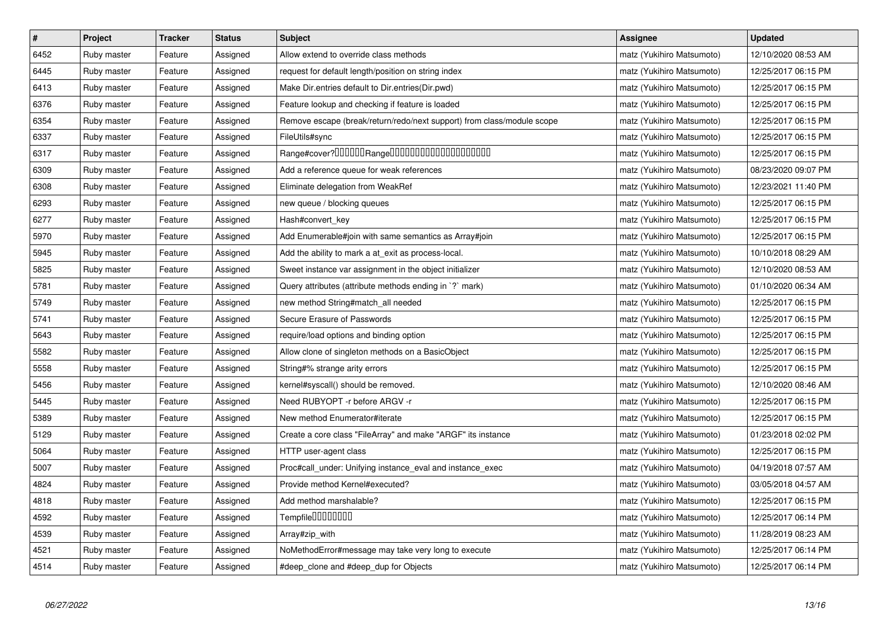| # | Project | Tracker | Status | Subject | Assignee | Updated |
|---|---|---|---|---|---|---|
| 6452 | Ruby master | Feature | Assigned | Allow extend to override class methods | matz (Yukihiro Matsumoto) | 12/10/2020 08:53 AM |
| 6445 | Ruby master | Feature | Assigned | request for default length/position on string index | matz (Yukihiro Matsumoto) | 12/25/2017 06:15 PM |
| 6413 | Ruby master | Feature | Assigned | Make Dir.entries default to Dir.entries(Dir.pwd) | matz (Yukihiro Matsumoto) | 12/25/2017 06:15 PM |
| 6376 | Ruby master | Feature | Assigned | Feature lookup and checking if feature is loaded | matz (Yukihiro Matsumoto) | 12/25/2017 06:15 PM |
| 6354 | Ruby master | Feature | Assigned | Remove escape (break/return/redo/next support) from class/module scope | matz (Yukihiro Matsumoto) | 12/25/2017 06:15 PM |
| 6337 | Ruby master | Feature | Assigned | FileUtils#sync | matz (Yukihiro Matsumoto) | 12/25/2017 06:15 PM |
| 6317 | Ruby master | Feature | Assigned | Range#cover?□□□□□□Range□□□□□□□□□□□□□□□□□□□□□ | matz (Yukihiro Matsumoto) | 12/25/2017 06:15 PM |
| 6309 | Ruby master | Feature | Assigned | Add a reference queue for weak references | matz (Yukihiro Matsumoto) | 08/23/2020 09:07 PM |
| 6308 | Ruby master | Feature | Assigned | Eliminate delegation from WeakRef | matz (Yukihiro Matsumoto) | 12/23/2021 11:40 PM |
| 6293 | Ruby master | Feature | Assigned | new queue / blocking queues | matz (Yukihiro Matsumoto) | 12/25/2017 06:15 PM |
| 6277 | Ruby master | Feature | Assigned | Hash#convert_key | matz (Yukihiro Matsumoto) | 12/25/2017 06:15 PM |
| 5970 | Ruby master | Feature | Assigned | Add Enumerable#join with same semantics as Array#join | matz (Yukihiro Matsumoto) | 12/25/2017 06:15 PM |
| 5945 | Ruby master | Feature | Assigned | Add the ability to mark a at_exit as process-local. | matz (Yukihiro Matsumoto) | 10/10/2018 08:29 AM |
| 5825 | Ruby master | Feature | Assigned | Sweet instance var assignment in the object initializer | matz (Yukihiro Matsumoto) | 12/10/2020 08:53 AM |
| 5781 | Ruby master | Feature | Assigned | Query attributes (attribute methods ending in `?` mark) | matz (Yukihiro Matsumoto) | 01/10/2020 06:34 AM |
| 5749 | Ruby master | Feature | Assigned | new method String#match_all needed | matz (Yukihiro Matsumoto) | 12/25/2017 06:15 PM |
| 5741 | Ruby master | Feature | Assigned | Secure Erasure of Passwords | matz (Yukihiro Matsumoto) | 12/25/2017 06:15 PM |
| 5643 | Ruby master | Feature | Assigned | require/load options and binding option | matz (Yukihiro Matsumoto) | 12/25/2017 06:15 PM |
| 5582 | Ruby master | Feature | Assigned | Allow clone of singleton methods on a BasicObject | matz (Yukihiro Matsumoto) | 12/25/2017 06:15 PM |
| 5558 | Ruby master | Feature | Assigned | String#% strange arity errors | matz (Yukihiro Matsumoto) | 12/25/2017 06:15 PM |
| 5456 | Ruby master | Feature | Assigned | kernel#syscall() should be removed. | matz (Yukihiro Matsumoto) | 12/10/2020 08:46 AM |
| 5445 | Ruby master | Feature | Assigned | Need RUBYOPT -r before ARGV -r | matz (Yukihiro Matsumoto) | 12/25/2017 06:15 PM |
| 5389 | Ruby master | Feature | Assigned | New method Enumerator#iterate | matz (Yukihiro Matsumoto) | 12/25/2017 06:15 PM |
| 5129 | Ruby master | Feature | Assigned | Create a core class "FileArray" and make "ARGF" its instance | matz (Yukihiro Matsumoto) | 01/23/2018 02:02 PM |
| 5064 | Ruby master | Feature | Assigned | HTTP user-agent class | matz (Yukihiro Matsumoto) | 12/25/2017 06:15 PM |
| 5007 | Ruby master | Feature | Assigned | Proc#call_under: Unifying instance_eval and instance_exec | matz (Yukihiro Matsumoto) | 04/19/2018 07:57 AM |
| 4824 | Ruby master | Feature | Assigned | Provide method Kernel#executed? | matz (Yukihiro Matsumoto) | 03/05/2018 04:57 AM |
| 4818 | Ruby master | Feature | Assigned | Add method marshalable? | matz (Yukihiro Matsumoto) | 12/25/2017 06:15 PM |
| 4592 | Ruby master | Feature | Assigned | Tempfile□□□□□□□□ | matz (Yukihiro Matsumoto) | 12/25/2017 06:14 PM |
| 4539 | Ruby master | Feature | Assigned | Array#zip_with | matz (Yukihiro Matsumoto) | 11/28/2019 08:23 AM |
| 4521 | Ruby master | Feature | Assigned | NoMethodError#message may take very long to execute | matz (Yukihiro Matsumoto) | 12/25/2017 06:14 PM |
| 4514 | Ruby master | Feature | Assigned | #deep_clone and #deep_dup for Objects | matz (Yukihiro Matsumoto) | 12/25/2017 06:14 PM |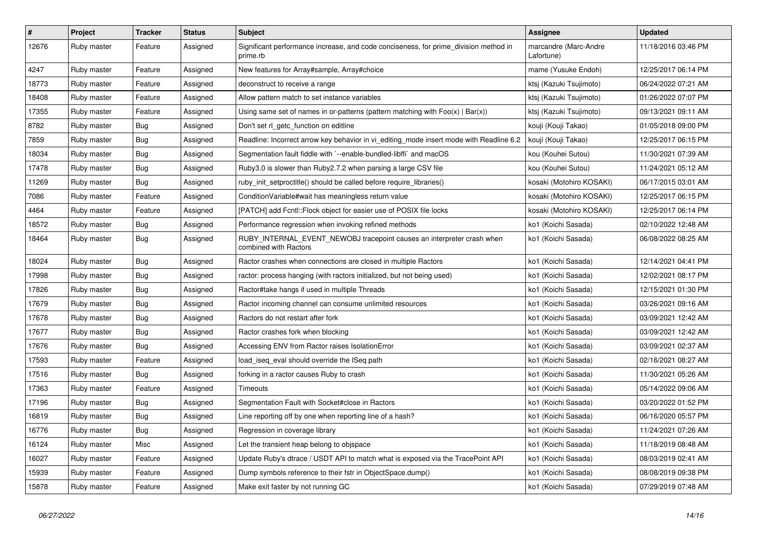| # | Project | Tracker | Status | Subject | Assignee | Updated |
|---|---|---|---|---|---|---|
| 12676 | Ruby master | Feature | Assigned | Significant performance increase, and code conciseness, for prime_division method in prime.rb | marcandre (Marc-Andre Lafortune) | 11/18/2016 03:46 PM |
| 4247 | Ruby master | Feature | Assigned | New features for Array#sample, Array#choice | mame (Yusuke Endoh) | 12/25/2017 06:14 PM |
| 18773 | Ruby master | Feature | Assigned | deconstruct to receive a range | ktsj (Kazuki Tsujimoto) | 06/24/2022 07:21 AM |
| 18408 | Ruby master | Feature | Assigned | Allow pattern match to set instance variables | ktsj (Kazuki Tsujimoto) | 01/26/2022 07:07 PM |
| 17355 | Ruby master | Feature | Assigned | Using same set of names in or-patterns (pattern matching with Foo(x) \| Bar(x)) | ktsj (Kazuki Tsujimoto) | 09/13/2021 09:11 AM |
| 8782 | Ruby master | Bug | Assigned | Don't set rl_getc_function on editline | kouji (Kouji Takao) | 01/05/2018 09:00 PM |
| 7859 | Ruby master | Bug | Assigned | Readline: Incorrect arrow key behavior in vi_editing_mode insert mode with Readline 6.2 | kouji (Kouji Takao) | 12/25/2017 06:15 PM |
| 18034 | Ruby master | Bug | Assigned | Segmentation fault fiddle with `--enable-bundled-libffi` and macOS | kou (Kouhei Sutou) | 11/30/2021 07:39 AM |
| 17478 | Ruby master | Bug | Assigned | Ruby3.0 is slower than Ruby2.7.2 when parsing a large CSV file | kou (Kouhei Sutou) | 11/24/2021 05:12 AM |
| 11269 | Ruby master | Bug | Assigned | ruby_init_setproctitle() should be called before require_libraries() | kosaki (Motohiro KOSAKI) | 06/17/2015 03:01 AM |
| 7086 | Ruby master | Feature | Assigned | ConditionVariable#wait has meaningless return value | kosaki (Motohiro KOSAKI) | 12/25/2017 06:15 PM |
| 4464 | Ruby master | Feature | Assigned | [PATCH] add Fcntl::Flock object for easier use of POSIX file locks | kosaki (Motohiro KOSAKI) | 12/25/2017 06:14 PM |
| 18572 | Ruby master | Bug | Assigned | Performance regression when invoking refined methods | ko1 (Koichi Sasada) | 02/10/2022 12:48 AM |
| 18464 | Ruby master | Bug | Assigned | RUBY_INTERNAL_EVENT_NEWOBJ tracepoint causes an interpreter crash when combined with Ractors | ko1 (Koichi Sasada) | 06/08/2022 08:25 AM |
| 18024 | Ruby master | Bug | Assigned | Ractor crashes when connections are closed in multiple Ractors | ko1 (Koichi Sasada) | 12/14/2021 04:41 PM |
| 17998 | Ruby master | Bug | Assigned | ractor: process hanging (with ractors initialized, but not being used) | ko1 (Koichi Sasada) | 12/02/2021 08:17 PM |
| 17826 | Ruby master | Bug | Assigned | Ractor#take hangs if used in multiple Threads | ko1 (Koichi Sasada) | 12/15/2021 01:30 PM |
| 17679 | Ruby master | Bug | Assigned | Ractor incoming channel can consume unlimited resources | ko1 (Koichi Sasada) | 03/26/2021 09:16 AM |
| 17678 | Ruby master | Bug | Assigned | Ractors do not restart after fork | ko1 (Koichi Sasada) | 03/09/2021 12:42 AM |
| 17677 | Ruby master | Bug | Assigned | Ractor crashes fork when blocking | ko1 (Koichi Sasada) | 03/09/2021 12:42 AM |
| 17676 | Ruby master | Bug | Assigned | Accessing ENV from Ractor raises IsolationError | ko1 (Koichi Sasada) | 03/09/2021 02:37 AM |
| 17593 | Ruby master | Feature | Assigned | load_iseq_eval should override the ISeq path | ko1 (Koichi Sasada) | 02/16/2021 08:27 AM |
| 17516 | Ruby master | Bug | Assigned | forking in a ractor causes Ruby to crash | ko1 (Koichi Sasada) | 11/30/2021 05:26 AM |
| 17363 | Ruby master | Feature | Assigned | Timeouts | ko1 (Koichi Sasada) | 05/14/2022 09:06 AM |
| 17196 | Ruby master | Bug | Assigned | Segmentation Fault with Socket#close in Ractors | ko1 (Koichi Sasada) | 03/20/2022 01:52 PM |
| 16819 | Ruby master | Bug | Assigned | Line reporting off by one when reporting line of a hash? | ko1 (Koichi Sasada) | 06/16/2020 05:57 PM |
| 16776 | Ruby master | Bug | Assigned | Regression in coverage library | ko1 (Koichi Sasada) | 11/24/2021 07:26 AM |
| 16124 | Ruby master | Misc | Assigned | Let the transient heap belong to objspace | ko1 (Koichi Sasada) | 11/18/2019 08:48 AM |
| 16027 | Ruby master | Feature | Assigned | Update Ruby's dtrace / USDT API to match what is exposed via the TracePoint API | ko1 (Koichi Sasada) | 08/03/2019 02:41 AM |
| 15939 | Ruby master | Feature | Assigned | Dump symbols reference to their fstr in ObjectSpace.dump() | ko1 (Koichi Sasada) | 08/08/2019 09:38 PM |
| 15878 | Ruby master | Feature | Assigned | Make exit faster by not running GC | ko1 (Koichi Sasada) | 07/29/2019 07:48 AM |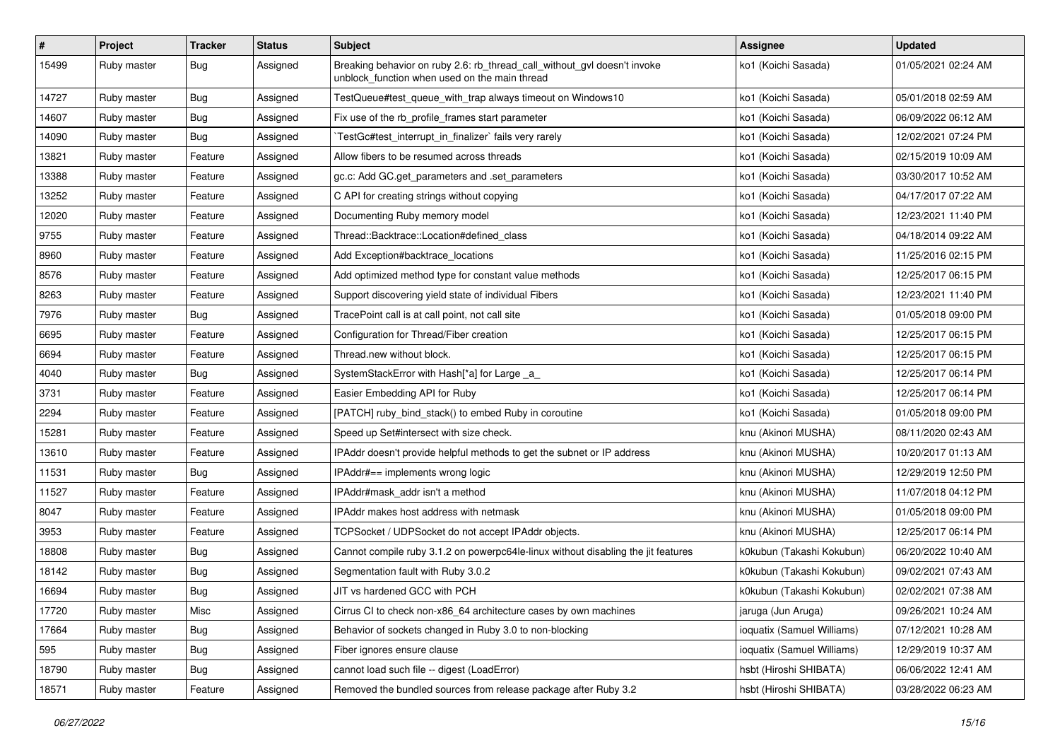| # | Project | Tracker | Status | Subject | Assignee | Updated |
|---|---|---|---|---|---|---|
| 15499 | Ruby master | Bug | Assigned | Breaking behavior on ruby 2.6: rb_thread_call_without_gvl doesn't invoke unblock_function when used on the main thread | ko1 (Koichi Sasada) | 01/05/2021 02:24 AM |
| 14727 | Ruby master | Bug | Assigned | TestQueue#test_queue_with_trap always timeout on Windows10 | ko1 (Koichi Sasada) | 05/01/2018 02:59 AM |
| 14607 | Ruby master | Bug | Assigned | Fix use of the rb_profile_frames start parameter | ko1 (Koichi Sasada) | 06/09/2022 06:12 AM |
| 14090 | Ruby master | Bug | Assigned | `TestGc#test_interrupt_in_finalizer` fails very rarely | ko1 (Koichi Sasada) | 12/02/2021 07:24 PM |
| 13821 | Ruby master | Feature | Assigned | Allow fibers to be resumed across threads | ko1 (Koichi Sasada) | 02/15/2019 10:09 AM |
| 13388 | Ruby master | Feature | Assigned | gc.c: Add GC.get_parameters and .set_parameters | ko1 (Koichi Sasada) | 03/30/2017 10:52 AM |
| 13252 | Ruby master | Feature | Assigned | C API for creating strings without copying | ko1 (Koichi Sasada) | 04/17/2017 07:22 AM |
| 12020 | Ruby master | Feature | Assigned | Documenting Ruby memory model | ko1 (Koichi Sasada) | 12/23/2021 11:40 PM |
| 9755 | Ruby master | Feature | Assigned | Thread::Backtrace::Location#defined_class | ko1 (Koichi Sasada) | 04/18/2014 09:22 AM |
| 8960 | Ruby master | Feature | Assigned | Add Exception#backtrace_locations | ko1 (Koichi Sasada) | 11/25/2016 02:15 PM |
| 8576 | Ruby master | Feature | Assigned | Add optimized method type for constant value methods | ko1 (Koichi Sasada) | 12/25/2017 06:15 PM |
| 8263 | Ruby master | Feature | Assigned | Support discovering yield state of individual Fibers | ko1 (Koichi Sasada) | 12/23/2021 11:40 PM |
| 7976 | Ruby master | Bug | Assigned | TracePoint call is at call point, not call site | ko1 (Koichi Sasada) | 01/05/2018 09:00 PM |
| 6695 | Ruby master | Feature | Assigned | Configuration for Thread/Fiber creation | ko1 (Koichi Sasada) | 12/25/2017 06:15 PM |
| 6694 | Ruby master | Feature | Assigned | Thread.new without block. | ko1 (Koichi Sasada) | 12/25/2017 06:15 PM |
| 4040 | Ruby master | Bug | Assigned | SystemStackError with Hash[*a] for Large _a_ | ko1 (Koichi Sasada) | 12/25/2017 06:14 PM |
| 3731 | Ruby master | Feature | Assigned | Easier Embedding API for Ruby | ko1 (Koichi Sasada) | 12/25/2017 06:14 PM |
| 2294 | Ruby master | Feature | Assigned | [PATCH] ruby_bind_stack() to embed Ruby in coroutine | ko1 (Koichi Sasada) | 01/05/2018 09:00 PM |
| 15281 | Ruby master | Feature | Assigned | Speed up Set#intersect with size check. | knu (Akinori MUSHA) | 08/11/2020 02:43 AM |
| 13610 | Ruby master | Feature | Assigned | IPAddr doesn't provide helpful methods to get the subnet or IP address | knu (Akinori MUSHA) | 10/20/2017 01:13 AM |
| 11531 | Ruby master | Bug | Assigned | IPAddr#== implements wrong logic | knu (Akinori MUSHA) | 12/29/2019 12:50 PM |
| 11527 | Ruby master | Feature | Assigned | IPAddr#mask_addr isn't a method | knu (Akinori MUSHA) | 11/07/2018 04:12 PM |
| 8047 | Ruby master | Feature | Assigned | IPAddr makes host address with netmask | knu (Akinori MUSHA) | 01/05/2018 09:00 PM |
| 3953 | Ruby master | Feature | Assigned | TCPSocket / UDPSocket do not accept IPAddr objects. | knu (Akinori MUSHA) | 12/25/2017 06:14 PM |
| 18808 | Ruby master | Bug | Assigned | Cannot compile ruby 3.1.2 on powerpc64le-linux without disabling the jit features | k0kubun (Takashi Kokubun) | 06/20/2022 10:40 AM |
| 18142 | Ruby master | Bug | Assigned | Segmentation fault with Ruby 3.0.2 | k0kubun (Takashi Kokubun) | 09/02/2021 07:43 AM |
| 16694 | Ruby master | Bug | Assigned | JIT vs hardened GCC with PCH | k0kubun (Takashi Kokubun) | 02/02/2021 07:38 AM |
| 17720 | Ruby master | Misc | Assigned | Cirrus CI to check non-x86_64 architecture cases by own machines | jaruga (Jun Aruga) | 09/26/2021 10:24 AM |
| 17664 | Ruby master | Bug | Assigned | Behavior of sockets changed in Ruby 3.0 to non-blocking | ioquatix (Samuel Williams) | 07/12/2021 10:28 AM |
| 595 | Ruby master | Bug | Assigned | Fiber ignores ensure clause | ioquatix (Samuel Williams) | 12/29/2019 10:37 AM |
| 18790 | Ruby master | Bug | Assigned | cannot load such file -- digest (LoadError) | hsbt (Hiroshi SHIBATA) | 06/06/2022 12:41 AM |
| 18571 | Ruby master | Feature | Assigned | Removed the bundled sources from release package after Ruby 3.2 | hsbt (Hiroshi SHIBATA) | 03/28/2022 06:23 AM |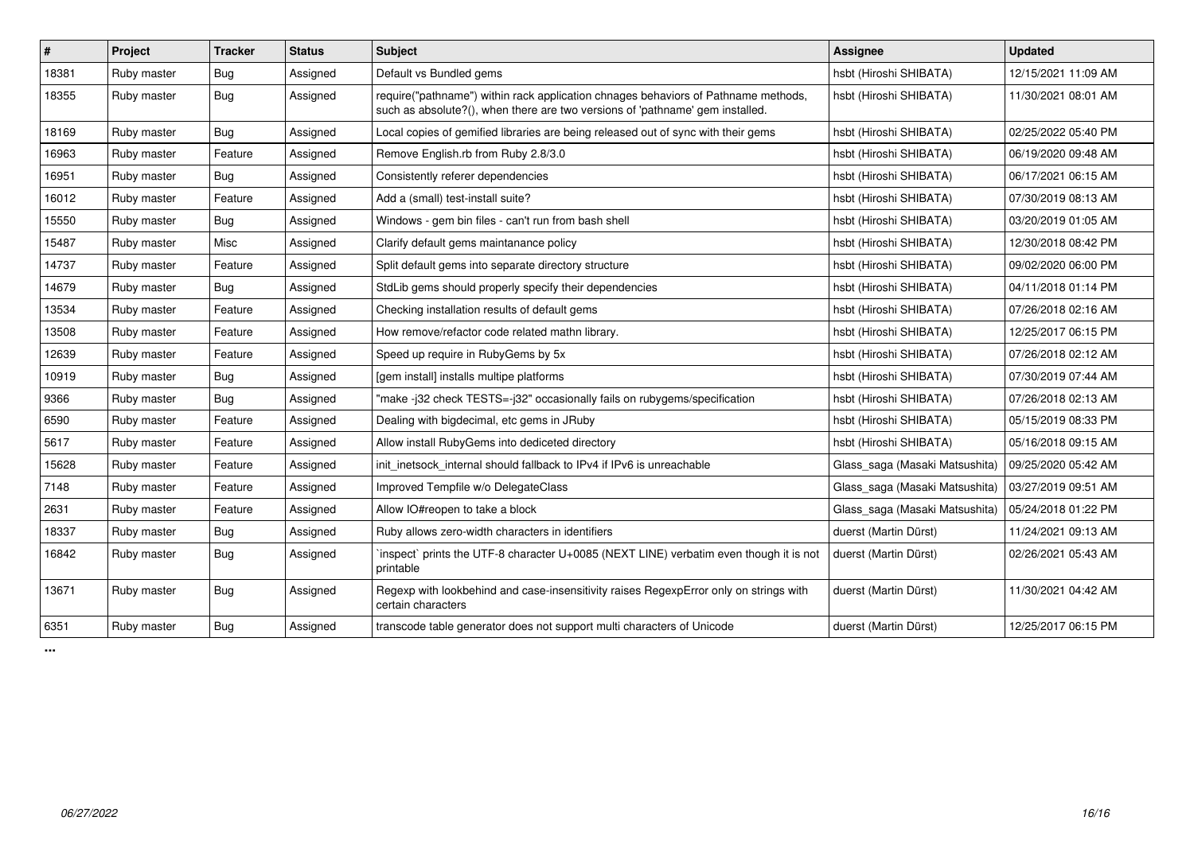| # | Project | Tracker | Status | Subject | Assignee | Updated |
|---|---|---|---|---|---|---|
| 18381 | Ruby master | Bug | Assigned | Default vs Bundled gems | hsbt (Hiroshi SHIBATA) | 12/15/2021 11:09 AM |
| 18355 | Ruby master | Bug | Assigned | require("pathname") within rack application chnages behaviors of Pathname methods, such as absolute?(), when there are two versions of 'pathname' gem installed. | hsbt (Hiroshi SHIBATA) | 11/30/2021 08:01 AM |
| 18169 | Ruby master | Bug | Assigned | Local copies of gemified libraries are being released out of sync with their gems | hsbt (Hiroshi SHIBATA) | 02/25/2022 05:40 PM |
| 16963 | Ruby master | Feature | Assigned | Remove English.rb from Ruby 2.8/3.0 | hsbt (Hiroshi SHIBATA) | 06/19/2020 09:48 AM |
| 16951 | Ruby master | Bug | Assigned | Consistently referer dependencies | hsbt (Hiroshi SHIBATA) | 06/17/2021 06:15 AM |
| 16012 | Ruby master | Feature | Assigned | Add a (small) test-install suite? | hsbt (Hiroshi SHIBATA) | 07/30/2019 08:13 AM |
| 15550 | Ruby master | Bug | Assigned | Windows - gem bin files - can't run from bash shell | hsbt (Hiroshi SHIBATA) | 03/20/2019 01:05 AM |
| 15487 | Ruby master | Misc | Assigned | Clarify default gems maintanance policy | hsbt (Hiroshi SHIBATA) | 12/30/2018 08:42 PM |
| 14737 | Ruby master | Feature | Assigned | Split default gems into separate directory structure | hsbt (Hiroshi SHIBATA) | 09/02/2020 06:00 PM |
| 14679 | Ruby master | Bug | Assigned | StdLib gems should properly specify their dependencies | hsbt (Hiroshi SHIBATA) | 04/11/2018 01:14 PM |
| 13534 | Ruby master | Feature | Assigned | Checking installation results of default gems | hsbt (Hiroshi SHIBATA) | 07/26/2018 02:16 AM |
| 13508 | Ruby master | Feature | Assigned | How remove/refactor code related mathn library. | hsbt (Hiroshi SHIBATA) | 12/25/2017 06:15 PM |
| 12639 | Ruby master | Feature | Assigned | Speed up require in RubyGems by 5x | hsbt (Hiroshi SHIBATA) | 07/26/2018 02:12 AM |
| 10919 | Ruby master | Bug | Assigned | [gem install] installs multipe platforms | hsbt (Hiroshi SHIBATA) | 07/30/2019 07:44 AM |
| 9366 | Ruby master | Bug | Assigned | "make -j32 check TESTS=-j32" occasionally fails on rubygems/specification | hsbt (Hiroshi SHIBATA) | 07/26/2018 02:13 AM |
| 6590 | Ruby master | Feature | Assigned | Dealing with bigdecimal, etc gems in JRuby | hsbt (Hiroshi SHIBATA) | 05/15/2019 08:33 PM |
| 5617 | Ruby master | Feature | Assigned | Allow install RubyGems into dediceted directory | hsbt (Hiroshi SHIBATA) | 05/16/2018 09:15 AM |
| 15628 | Ruby master | Feature | Assigned | init_inetsock_internal should fallback to IPv4 if IPv6 is unreachable | Glass_saga (Masaki Matsushita) | 09/25/2020 05:42 AM |
| 7148 | Ruby master | Feature | Assigned | Improved Tempfile w/o DelegateClass | Glass_saga (Masaki Matsushita) | 03/27/2019 09:51 AM |
| 2631 | Ruby master | Feature | Assigned | Allow IO#reopen to take a block | Glass_saga (Masaki Matsushita) | 05/24/2018 01:22 PM |
| 18337 | Ruby master | Bug | Assigned | Ruby allows zero-width characters in identifiers | duerst (Martin Dürst) | 11/24/2021 09:13 AM |
| 16842 | Ruby master | Bug | Assigned | `inspect` prints the UTF-8 character U+0085 (NEXT LINE) verbatim even though it is not printable | duerst (Martin Dürst) | 02/26/2021 05:43 AM |
| 13671 | Ruby master | Bug | Assigned | Regexp with lookbehind and case-insensitivity raises RegexpError only on strings with certain characters | duerst (Martin Dürst) | 11/30/2021 04:42 AM |
| 6351 | Ruby master | Bug | Assigned | transcode table generator does not support multi characters of Unicode | duerst (Martin Dürst) | 12/25/2017 06:15 PM |

...